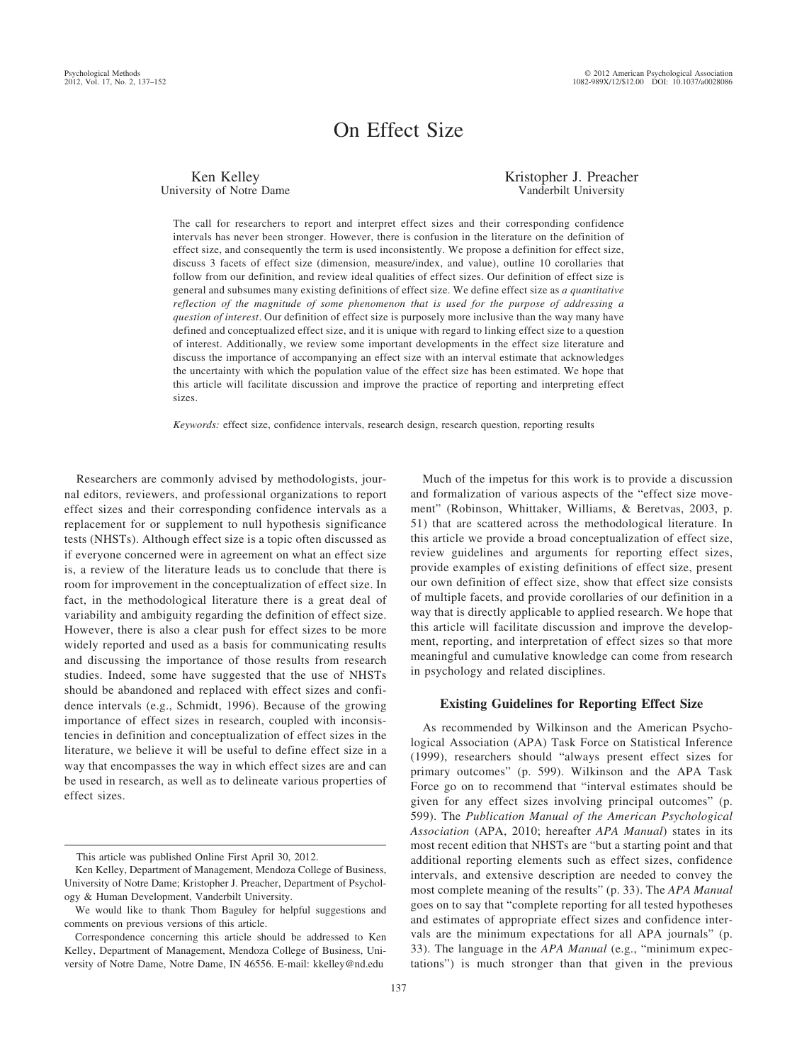# On Effect Size

Ken Kelley
University of Notre Dame

Kristopher J. Preacher
Vanderbilt University

The call for researchers to report and interpret effect sizes and their corresponding confidence intervals has never been stronger. However, there is confusion in the literature on the definition of effect size, and consequently the term is used inconsistently. We propose a definition for effect size, discuss 3 facets of effect size (dimension, measure/index, and value), outline 10 corollaries that follow from our definition, and review ideal qualities of effect sizes. Our definition of effect size is general and subsumes many existing definitions of effect size. We define effect size as *a quantitative reflection of the magnitude of some phenomenon that is used for the purpose of addressing a question of interest*. Our definition of effect size is purposely more inclusive than the way many have defined and conceptualized effect size, and it is unique with regard to linking effect size to a question of interest. Additionally, we review some important developments in the effect size literature and discuss the importance of accompanying an effect size with an interval estimate that acknowledges the uncertainty with which the population value of the effect size has been estimated. We hope that this article will facilitate discussion and improve the practice of reporting and interpreting effect sizes.

*Keywords:* effect size, confidence intervals, research design, research question, reporting results

Researchers are commonly advised by methodologists, journal editors, reviewers, and professional organizations to report effect sizes and their corresponding confidence intervals as a replacement for or supplement to null hypothesis significance tests (NHSTs). Although effect size is a topic often discussed as if everyone concerned were in agreement on what an effect size is, a review of the literature leads us to conclude that there is room for improvement in the conceptualization of effect size. In fact, in the methodological literature there is a great deal of variability and ambiguity regarding the definition of effect size. However, there is also a clear push for effect sizes to be more widely reported and used as a basis for communicating results and discussing the importance of those results from research studies. Indeed, some have suggested that the use of NHSTs should be abandoned and replaced with effect sizes and confidence intervals (e.g., Schmidt, 1996). Because of the growing importance of effect sizes in research, coupled with inconsistencies in definition and conceptualization of effect sizes in the literature, we believe it will be useful to define effect size in a way that encompasses the way in which effect sizes are and can be used in research, as well as to delineate various properties of effect sizes.

Much of the impetus for this work is to provide a discussion and formalization of various aspects of the "effect size movement" (Robinson, Whittaker, Williams, & Beretvas, 2003, p. 51) that are scattered across the methodological literature. In this article we provide a broad conceptualization of effect size, review guidelines and arguments for reporting effect sizes, provide examples of existing definitions of effect size, present our own definition of effect size, show that effect size consists of multiple facets, and provide corollaries of our definition in a way that is directly applicable to applied research. We hope that this article will facilitate discussion and improve the development, reporting, and interpretation of effect sizes so that more meaningful and cumulative knowledge can come from research in psychology and related disciplines.

## Existing Guidelines for Reporting Effect Size

As recommended by Wilkinson and the American Psychological Association (APA) Task Force on Statistical Inference (1999), researchers should "always present effect sizes for primary outcomes" (p. 599). Wilkinson and the APA Task Force go on to recommend that "interval estimates should be given for any effect sizes involving principal outcomes" (p. 599). The *Publication Manual of the American Psychological Association* (APA, 2010; hereafter *APA Manual*) states in its most recent edition that NHSTs are "but a starting point and that additional reporting elements such as effect sizes, confidence intervals, and extensive description are needed to convey the most complete meaning of the results" (p. 33). The *APA Manual* goes on to say that "complete reporting for all tested hypotheses and estimates of appropriate effect sizes and confidence intervals are the minimum expectations for all APA journals" (p. 33). The language in the *APA Manual* (e.g., "minimum expectations") is much stronger than that given in the previous

---

This article was published Online First April 30, 2012.

Ken Kelley, Department of Management, Mendoza College of Business, University of Notre Dame; Kristopher J. Preacher, Department of Psychology & Human Development, Vanderbilt University.

We would like to thank Thom Baguley for helpful suggestions and comments on previous versions of this article.

Correspondence concerning this article should be addressed to Ken Kelley, Department of Management, Mendoza College of Business, University of Notre Dame, Notre Dame, IN 46556. E-mail: kkelley@nd.edu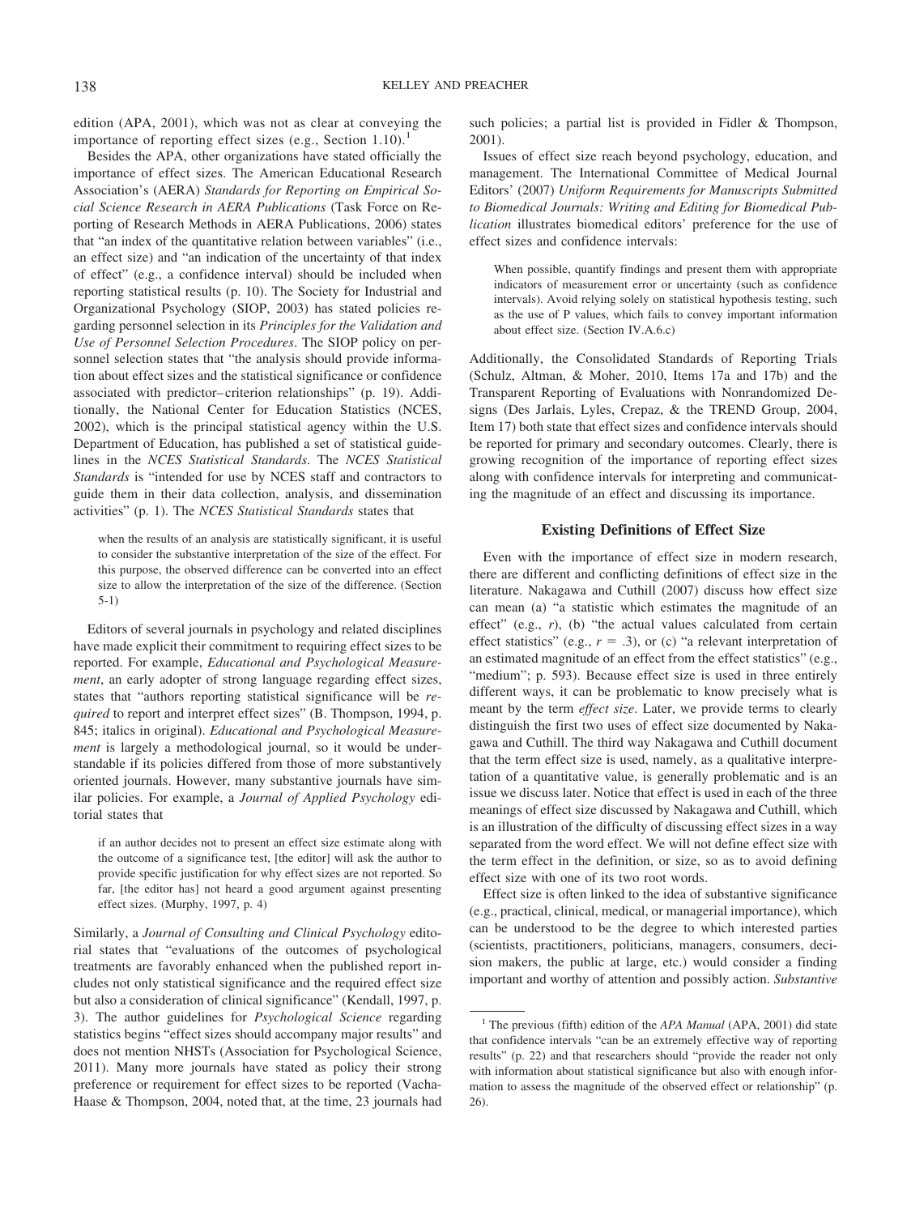edition (APA, 2001), which was not as clear at conveying the importance of reporting effect sizes (e.g., Section 1.10).[1]

Besides the APA, other organizations have stated officially the importance of effect sizes. The American Educational Research Association's (AERA) *Standards for Reporting on Empirical Social Science Research in AERA Publications* (Task Force on Reporting of Research Methods in AERA Publications, 2006) states that "an index of the quantitative relation between variables" (i.e., an effect size) and "an indication of the uncertainty of that index of effect" (e.g., a confidence interval) should be included when reporting statistical results (p. 10). The Society for Industrial and Organizational Psychology (SIOP, 2003) has stated policies regarding personnel selection in its *Principles for the Validation and Use of Personnel Selection Procedures*. The SIOP policy on personnel selection states that "the analysis should provide information about effect sizes and the statistical significance or confidence associated with predictor–criterion relationships" (p. 19). Additionally, the National Center for Education Statistics (NCES, 2002), which is the principal statistical agency within the U.S. Department of Education, has published a set of statistical guidelines in the *NCES Statistical Standards*. The *NCES Statistical Standards* is "intended for use by NCES staff and contractors to guide them in their data collection, analysis, and dissemination activities" (p. 1). The *NCES Statistical Standards* states that

> when the results of an analysis are statistically significant, it is useful to consider the substantive interpretation of the size of the effect. For this purpose, the observed difference can be converted into an effect size to allow the interpretation of the size of the difference. (Section 5-1)

Editors of several journals in psychology and related disciplines have made explicit their commitment to requiring effect sizes to be reported. For example, *Educational and Psychological Measurement*, an early adopter of strong language regarding effect sizes, states that "authors reporting statistical significance will be *required* to report and interpret effect sizes" (B. Thompson, 1994, p. 845; italics in original). *Educational and Psychological Measurement* is largely a methodological journal, so it would be understandable if its policies differed from those of more substantively oriented journals. However, many substantive journals have similar policies. For example, a *Journal of Applied Psychology* editorial states that

> if an author decides not to present an effect size estimate along with the outcome of a significance test, [the editor] will ask the author to provide specific justification for why effect sizes are not reported. So far, [the editor has] not heard a good argument against presenting effect sizes. (Murphy, 1997, p. 4)

Similarly, a *Journal of Consulting and Clinical Psychology* editorial states that "evaluations of the outcomes of psychological treatments are favorably enhanced when the published report includes not only statistical significance and the required effect size but also a consideration of clinical significance" (Kendall, 1997, p. 3). The author guidelines for *Psychological Science* regarding statistics begins "effect sizes should accompany major results" and does not mention NHSTs (Association for Psychological Science, 2011). Many more journals have stated as policy their strong preference or requirement for effect sizes to be reported (Vacha-Haase & Thompson, 2004, noted that, at the time, 23 journals had such policies; a partial list is provided in Fidler & Thompson, 2001).

Issues of effect size reach beyond psychology, education, and management. The International Committee of Medical Journal Editors' (2007) *Uniform Requirements for Manuscripts Submitted to Biomedical Journals: Writing and Editing for Biomedical Publication* illustrates biomedical editors' preference for the use of effect sizes and confidence intervals:

> When possible, quantify findings and present them with appropriate indicators of measurement error or uncertainty (such as confidence intervals). Avoid relying solely on statistical hypothesis testing, such as the use of P values, which fails to convey important information about effect size. (Section IV.A.6.c)

Additionally, the Consolidated Standards of Reporting Trials (Schulz, Altman, & Moher, 2010, Items 17a and 17b) and the Transparent Reporting of Evaluations with Nonrandomized Designs (Des Jarlais, Lyles, Crepaz, & the TREND Group, 2004, Item 17) both state that effect sizes and confidence intervals should be reported for primary and secondary outcomes. Clearly, there is growing recognition of the importance of reporting effect sizes along with confidence intervals for interpreting and communicating the magnitude of an effect and discussing its importance.

## Existing Definitions of Effect Size

Even with the importance of effect size in modern research, there are different and conflicting definitions of effect size in the literature. Nakagawa and Cuthill (2007) discuss how effect size can mean (a) "a statistic which estimates the magnitude of an effect" (e.g., *r*), (b) "the actual values calculated from certain effect statistics" (e.g., $r = .3$), or (c) "a relevant interpretation of an estimated magnitude of an effect from the effect statistics" (e.g., "medium"; p. 593). Because effect size is used in three entirely different ways, it can be problematic to know precisely what is meant by the term *effect size*. Later, we provide terms to clearly distinguish the first two uses of effect size documented by Nakagawa and Cuthill. The third way Nakagawa and Cuthill document that the term effect size is used, namely, as a qualitative interpretation of a quantitative value, is generally problematic and is an issue we discuss later. Notice that effect is used in each of the three meanings of effect size discussed by Nakagawa and Cuthill, which is an illustration of the difficulty of discussing effect sizes in a way separated from the word effect. We will not define effect size with the term effect in the definition, or size, so as to avoid defining effect size with one of its two root words.

Effect size is often linked to the idea of substantive significance (e.g., practical, clinical, medical, or managerial importance), which can be understood to be the degree to which interested parties (scientists, practitioners, politicians, managers, consumers, decision makers, the public at large, etc.) would consider a finding important and worthy of attention and possibly action. *Substantive*

[1] The previous (fifth) edition of the *APA Manual* (APA, 2001) did state that confidence intervals "can be an extremely effective way of reporting results" (p. 22) and that researchers should "provide the reader not only with information about statistical significance but also with enough information to assess the magnitude of the observed effect or relationship" (p. 26).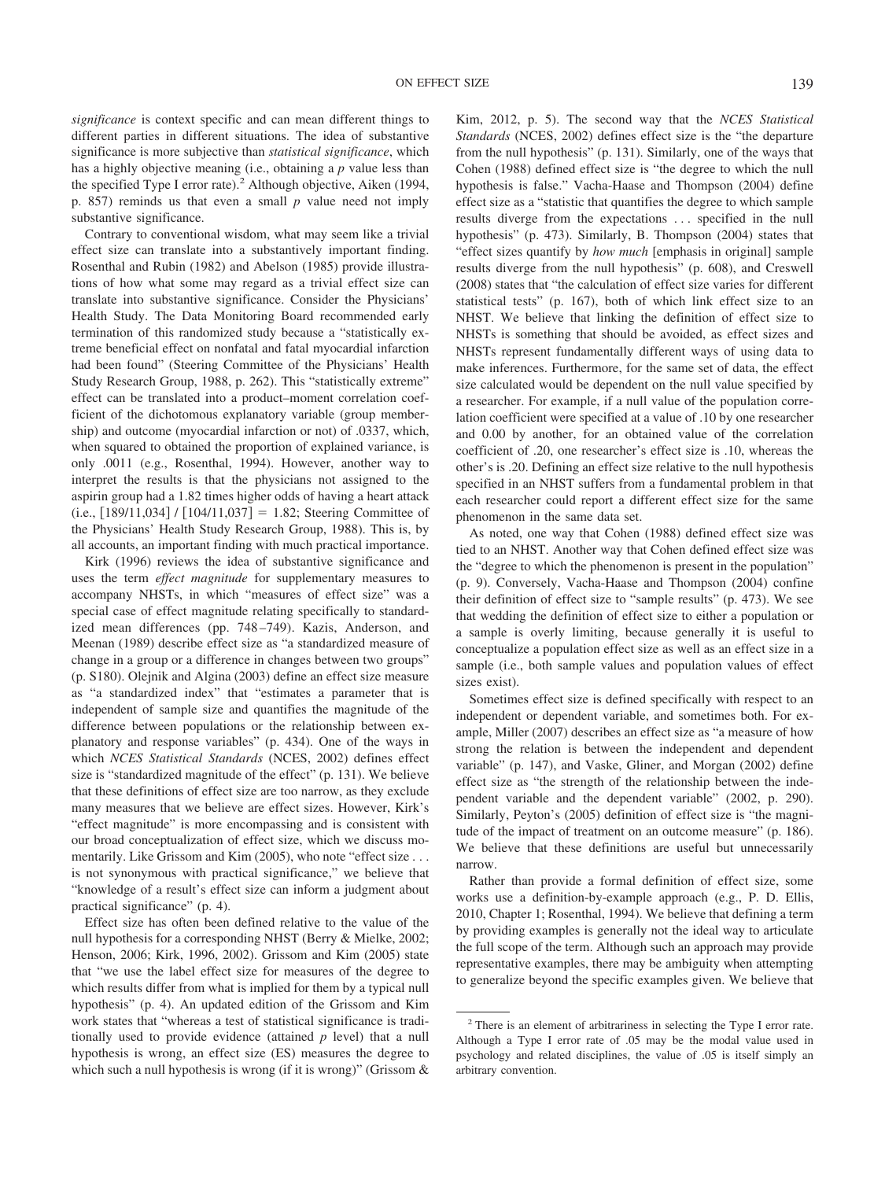*significance* is context specific and can mean different things to different parties in different situations. The idea of substantive significance is more subjective than *statistical significance*, which has a highly objective meaning (i.e., obtaining a $p$ value less than the specified Type I error rate).[2] Although objective, Aiken (1994, p. 857) reminds us that even a small $p$ value need not imply substantive significance.

Contrary to conventional wisdom, what may seem like a trivial effect size can translate into a substantively important finding. Rosenthal and Rubin (1982) and Abelson (1985) provide illustrations of how what some may regard as a trivial effect size can translate into substantive significance. Consider the Physicians' Health Study. The Data Monitoring Board recommended early termination of this randomized study because a "statistically extreme beneficial effect on nonfatal and fatal myocardial infarction had been found" (Steering Committee of the Physicians' Health Study Research Group, 1988, p. 262). This "statistically extreme" effect can be translated into a product–moment correlation coefficient of the dichotomous explanatory variable (group membership) and outcome (myocardial infarction or not) of .0337, which, when squared to obtained the proportion of explained variance, is only .0011 (e.g., Rosenthal, 1994). However, another way to interpret the results is that the physicians not assigned to the aspirin group had a 1.82 times higher odds of having a heart attack (i.e., $[189/11{,}034] / [104/11{,}037] = 1.82$; Steering Committee of the Physicians' Health Study Research Group, 1988). This is, by all accounts, an important finding with much practical importance.

Kirk (1996) reviews the idea of substantive significance and uses the term *effect magnitude* for supplementary measures to accompany NHSTs, in which "measures of effect size" was a special case of effect magnitude relating specifically to standardized mean differences (pp. 748–749). Kazis, Anderson, and Meenan (1989) describe effect size as "a standardized measure of change in a group or a difference in changes between two groups" (p. S180). Olejnik and Algina (2003) define an effect size measure as "a standardized index" that "estimates a parameter that is independent of sample size and quantifies the magnitude of the difference between populations or the relationship between explanatory and response variables" (p. 434). One of the ways in which *NCES Statistical Standards* (NCES, 2002) defines effect size is "standardized magnitude of the effect" (p. 131). We believe that these definitions of effect size are too narrow, as they exclude many measures that we believe are effect sizes. However, Kirk's "effect magnitude" is more encompassing and is consistent with our broad conceptualization of effect size, which we discuss momentarily. Like Grissom and Kim (2005), who note "effect size . . . is not synonymous with practical significance," we believe that "knowledge of a result's effect size can inform a judgment about practical significance" (p. 4).

Effect size has often been defined relative to the value of the null hypothesis for a corresponding NHST (Berry & Mielke, 2002; Henson, 2006; Kirk, 1996, 2002). Grissom and Kim (2005) state that "we use the label effect size for measures of the degree to which results differ from what is implied for them by a typical null hypothesis" (p. 4). An updated edition of the Grissom and Kim work states that "whereas a test of statistical significance is traditionally used to provide evidence (attained $p$ level) that a null hypothesis is wrong, an effect size (ES) measures the degree to which such a null hypothesis is wrong (if it is wrong)" (Grissom & Kim, 2012, p. 5). The second way that the *NCES Statistical Standards* (NCES, 2002) defines effect size is "the departure from the null hypothesis" (p. 131). Similarly, one of the ways that Cohen (1988) defined effect size is "the degree to which the null hypothesis is false." Vacha-Haase and Thompson (2004) define effect size as a "statistic that quantifies the degree to which sample results diverge from the expectations . . . specified in the null hypothesis" (p. 473). Similarly, B. Thompson (2004) states that "effect sizes quantify by *how much* [emphasis in original] sample results diverge from the null hypothesis" (p. 608), and Creswell (2008) states that "the calculation of effect size varies for different statistical tests" (p. 167), both of which link effect size to an NHST. We believe that linking the definition of effect size to NHSTs is something that should be avoided, as effect sizes and NHSTs represent fundamentally different ways of using data to make inferences. Furthermore, for the same set of data, the effect size calculated would be dependent on the null value specified by a researcher. For example, if a null value of the population correlation coefficient were specified at a value of .10 by one researcher and 0.00 by another, for an obtained value of the correlation coefficient of .20, one researcher's effect size is .10, whereas the other's is .20. Defining an effect size relative to the null hypothesis specified in an NHST suffers from a fundamental problem in that each researcher could report a different effect size for the same phenomenon in the same data set.

As noted, one way that Cohen (1988) defined effect size was tied to an NHST. Another way that Cohen defined effect size was the "degree to which the phenomenon is present in the population" (p. 9). Conversely, Vacha-Haase and Thompson (2004) confine their definition of effect size to "sample results" (p. 473). We see that wedding the definition of effect size to either a population or a sample is overly limiting, because generally it is useful to conceptualize a population effect size as well as an effect size in a sample (i.e., both sample values and population values of effect sizes exist).

Sometimes effect size is defined specifically with respect to an independent or dependent variable, and sometimes both. For example, Miller (2007) describes an effect size as "a measure of how strong the relation is between the independent and dependent variable" (p. 147), and Vaske, Gliner, and Morgan (2002) define effect size as "the strength of the relationship between the independent variable and the dependent variable" (2002, p. 290). Similarly, Peyton's (2005) definition of effect size is "the magnitude of the impact of treatment on an outcome measure" (p. 186). We believe that these definitions are useful but unnecessarily narrow.

Rather than provide a formal definition of effect size, some works use a definition-by-example approach (e.g., P. D. Ellis, 2010, Chapter 1; Rosenthal, 1994). We believe that defining a term by providing examples is generally not the ideal way to articulate the full scope of the term. Although such an approach may provide representative examples, there may be ambiguity when attempting to generalize beyond the specific examples given. We believe that

[2] There is an element of arbitrariness in selecting the Type I error rate. Although a Type I error rate of .05 may be the modal value used in psychology and related disciplines, the value of .05 is itself simply an arbitrary convention.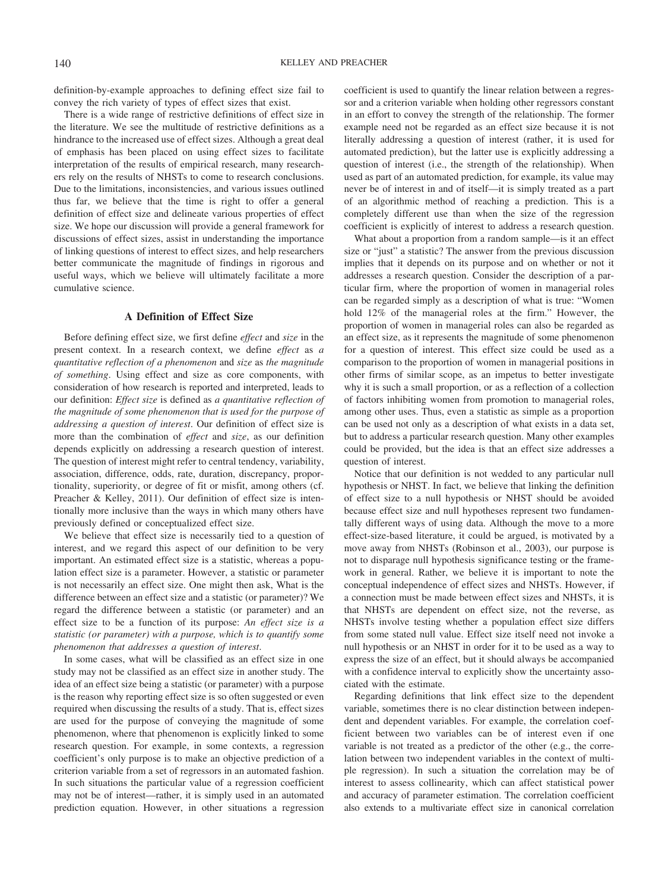definition-by-example approaches to defining effect size fail to convey the rich variety of types of effect sizes that exist.

There is a wide range of restrictive definitions of effect size in the literature. We see the multitude of restrictive definitions as a hindrance to the increased use of effect sizes. Although a great deal of emphasis has been placed on using effect sizes to facilitate interpretation of the results of empirical research, many researchers rely on the results of NHSTs to come to research conclusions. Due to the limitations, inconsistencies, and various issues outlined thus far, we believe that the time is right to offer a general definition of effect size and delineate various properties of effect size. We hope our discussion will provide a general framework for discussions of effect sizes, assist in understanding the importance of linking questions of interest to effect sizes, and help researchers better communicate the magnitude of findings in rigorous and useful ways, which we believe will ultimately facilitate a more cumulative science.

## A Definition of Effect Size

Before defining effect size, we first define *effect* and *size* in the present context. In a research context, we define *effect* as *a quantitative reflection of a phenomenon* and *size* as *the magnitude of something*. Using effect and size as core components, with consideration of how research is reported and interpreted, leads to our definition: *Effect size* is defined as *a quantitative reflection of the magnitude of some phenomenon that is used for the purpose of addressing a question of interest*. Our definition of effect size is more than the combination of *effect* and *size*, as our definition depends explicitly on addressing a research question of interest. The question of interest might refer to central tendency, variability, association, difference, odds, rate, duration, discrepancy, proportionality, superiority, or degree of fit or misfit, among others (cf. Preacher & Kelley, 2011). Our definition of effect size is intentionally more inclusive than the ways in which many others have previously defined or conceptualized effect size.

We believe that effect size is necessarily tied to a question of interest, and we regard this aspect of our definition to be very important. An estimated effect size is a statistic, whereas a population effect size is a parameter. However, a statistic or parameter is not necessarily an effect size. One might then ask, What is the difference between an effect size and a statistic (or parameter)? We regard the difference between a statistic (or parameter) and an effect size to be a function of its purpose: *An effect size is a statistic (or parameter) with a purpose, which is to quantify some phenomenon that addresses a question of interest*.

In some cases, what will be classified as an effect size in one study may not be classified as an effect size in another study. The idea of an effect size being a statistic (or parameter) with a purpose is the reason why reporting effect size is so often suggested or even required when discussing the results of a study. That is, effect sizes are used for the purpose of conveying the magnitude of some phenomenon, where that phenomenon is explicitly linked to some research question. For example, in some contexts, a regression coefficient's only purpose is to make an objective prediction of a criterion variable from a set of regressors in an automated fashion. In such situations the particular value of a regression coefficient may not be of interest—rather, it is simply used in an automated prediction equation. However, in other situations a regression coefficient is used to quantify the linear relation between a regressor and a criterion variable when holding other regressors constant in an effort to convey the strength of the relationship. The former example need not be regarded as an effect size because it is not literally addressing a question of interest (rather, it is used for automated prediction), but the latter use is explicitly addressing a question of interest (i.e., the strength of the relationship). When used as part of an automated prediction, for example, its value may never be of interest in and of itself—it is simply treated as a part of an algorithmic method of reaching a prediction. This is a completely different use than when the size of the regression coefficient is explicitly of interest to address a research question.

What about a proportion from a random sample—is it an effect size or "just" a statistic? The answer from the previous discussion implies that it depends on its purpose and on whether or not it addresses a research question. Consider the description of a particular firm, where the proportion of women in managerial roles can be regarded simply as a description of what is true: "Women hold 12% of the managerial roles at the firm." However, the proportion of women in managerial roles can also be regarded as an effect size, as it represents the magnitude of some phenomenon for a question of interest. This effect size could be used as a comparison to the proportion of women in managerial positions in other firms of similar scope, as an impetus to better investigate why it is such a small proportion, or as a reflection of a collection of factors inhibiting women from promotion to managerial roles, among other uses. Thus, even a statistic as simple as a proportion can be used not only as a description of what exists in a data set, but to address a particular research question. Many other examples could be provided, but the idea is that an effect size addresses a question of interest.

Notice that our definition is not wedded to any particular null hypothesis or NHST. In fact, we believe that linking the definition of effect size to a null hypothesis or NHST should be avoided because effect size and null hypotheses represent two fundamentally different ways of using data. Although the move to a more effect-size-based literature, it could be argued, is motivated by a move away from NHSTs (Robinson et al., 2003), our purpose is not to disparage null hypothesis significance testing or the framework in general. Rather, we believe it is important to note the conceptual independence of effect sizes and NHSTs. However, if a connection must be made between effect sizes and NHSTs, it is that NHSTs are dependent on effect size, not the reverse, as NHSTs involve testing whether a population effect size differs from some stated null value. Effect size itself need not invoke a null hypothesis or an NHST in order for it to be used as a way to express the size of an effect, but it should always be accompanied with a confidence interval to explicitly show the uncertainty associated with the estimate.

Regarding definitions that link effect size to the dependent variable, sometimes there is no clear distinction between independent and dependent variables. For example, the correlation coefficient between two variables can be of interest even if one variable is not treated as a predictor of the other (e.g., the correlation between two independent variables in the context of multiple regression). In such a situation the correlation may be of interest to assess collinearity, which can affect statistical power and accuracy of parameter estimation. The correlation coefficient also extends to a multivariate effect size in canonical correlation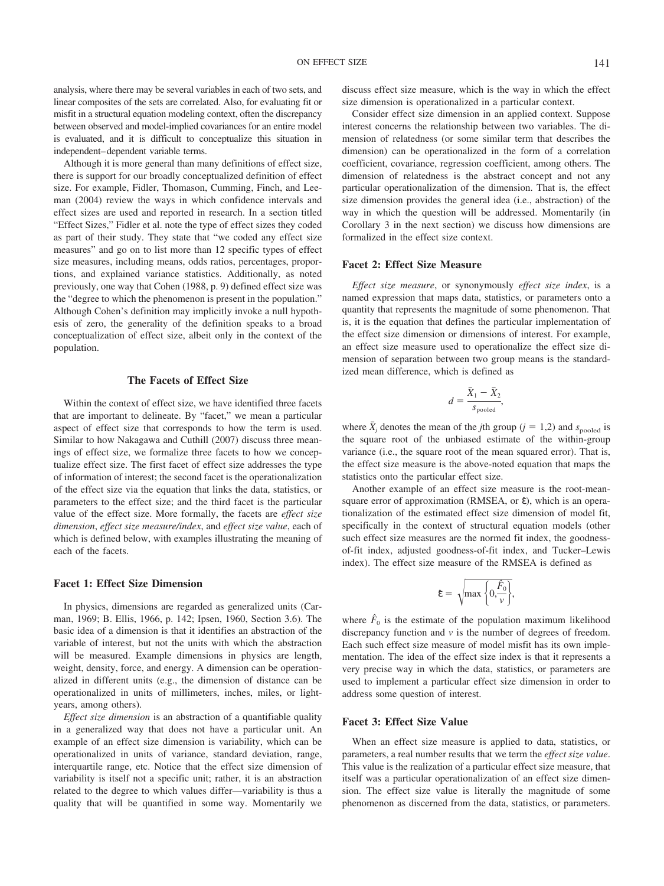analysis, where there may be several variables in each of two sets, and linear composites of the sets are correlated. Also, for evaluating fit or misfit in a structural equation modeling context, often the discrepancy between observed and model-implied covariances for an entire model is evaluated, and it is difficult to conceptualize this situation in independent–dependent variable terms.

Although it is more general than many definitions of effect size, there is support for our broadly conceptualized definition of effect size. For example, Fidler, Thomason, Cumming, Finch, and Leeman (2004) review the ways in which confidence intervals and effect sizes are used and reported in research. In a section titled "Effect Sizes," Fidler et al. note the type of effect sizes they coded as part of their study. They state that "we coded any effect size measures" and go on to list more than 12 specific types of effect size measures, including means, odds ratios, percentages, proportions, and explained variance statistics. Additionally, as noted previously, one way that Cohen (1988, p. 9) defined effect size was the "degree to which the phenomenon is present in the population." Although Cohen's definition may implicitly invoke a null hypothesis of zero, the generality of the definition speaks to a broad conceptualization of effect size, albeit only in the context of the population.

## The Facets of Effect Size

Within the context of effect size, we have identified three facets that are important to delineate. By "facet," we mean a particular aspect of effect size that corresponds to how the term is used. Similar to how Nakagawa and Cuthill (2007) discuss three meanings of effect size, we formalize three facets to how we conceptualize effect size. The first facet of effect size addresses the type of information of interest; the second facet is the operationalization of the effect size via the equation that links the data, statistics, or parameters to the effect size; and the third facet is the particular value of the effect size. More formally, the facets are *effect size dimension*, *effect size measure/index*, and *effect size value*, each of which is defined below, with examples illustrating the meaning of each of the facets.

### Facet 1: Effect Size Dimension

In physics, dimensions are regarded as generalized units (Carman, 1969; B. Ellis, 1966, p. 142; Ipsen, 1960, Section 3.6). The basic idea of a dimension is that it identifies an abstraction of the variable of interest, but not the units with which the abstraction will be measured. Example dimensions in physics are length, weight, density, force, and energy. A dimension can be operationalized in different units (e.g., the dimension of distance can be operationalized in units of millimeters, inches, miles, or light-years, among others).

*Effect size dimension* is an abstraction of a quantifiable quality in a generalized way that does not have a particular unit. An example of an effect size dimension is variability, which can be operationalized in units of variance, standard deviation, range, interquartile range, etc. Notice that the effect size dimension of variability is itself not a specific unit; rather, it is an abstraction related to the degree to which values differ—variability is thus a quality that will be quantified in some way. Momentarily we discuss effect size measure, which is the way in which the effect size dimension is operationalized in a particular context.

Consider effect size dimension in an applied context. Suppose interest concerns the relationship between two variables. The dimension of relatedness (or some similar term that describes the dimension) can be operationalized in the form of a correlation coefficient, covariance, regression coefficient, among others. The dimension of relatedness is the abstract concept and not any particular operationalization of the dimension. That is, the effect size dimension provides the general idea (i.e., abstraction) of the way in which the question will be addressed. Momentarily (in Corollary 3 in the next section) we discuss how dimensions are formalized in the effect size context.

### Facet 2: Effect Size Measure

*Effect size measure*, or synonymously *effect size index*, is a named expression that maps data, statistics, or parameters onto a quantity that represents the magnitude of some phenomenon. That is, it is the equation that defines the particular implementation of the effect size dimension or dimensions of interest. For example, an effect size measure used to operationalize the effect size dimension of separation between two group means is the standardized mean difference, which is defined as

$$d = \frac{\bar{X}_1 - \bar{X}_2}{s_{\text{pooled}}},$$

where $\bar{X}_j$ denotes the mean of the $j$th group ($j = 1,2$) and $s_{\text{pooled}}$ is the square root of the unbiased estimate of the within-group variance (i.e., the square root of the mean squared error). That is, the effect size measure is the above-noted equation that maps the statistics onto the particular effect size.

Another example of an effect size measure is the root-mean-square error of approximation (RMSEA, or $\hat{\varepsilon}$), which is an operationalization of the estimated effect size dimension of model fit, specifically in the context of structural equation models (other such effect size measures are the normed fit index, the goodness-of-fit index, adjusted goodness-of-fit index, and Tucker–Lewis index). The effect size measure of the RMSEA is defined as

$$\hat{\varepsilon} = \sqrt{\max\left\{0, \frac{\hat{F}_0}{v}\right\}},$$

where $\hat{F}_0$ is the estimate of the population maximum likelihood discrepancy function and $v$ is the number of degrees of freedom. Each such effect size measure of model misfit has its own implementation. The idea of the effect size index is that it represents a very precise way in which the data, statistics, or parameters are used to implement a particular effect size dimension in order to address some question of interest.

### Facet 3: Effect Size Value

When an effect size measure is applied to data, statistics, or parameters, a real number results that we term the *effect size value*. This value is the realization of a particular effect size measure, that itself was a particular operationalization of an effect size dimension. The effect size value is literally the magnitude of some phenomenon as discerned from the data, statistics, or parameters.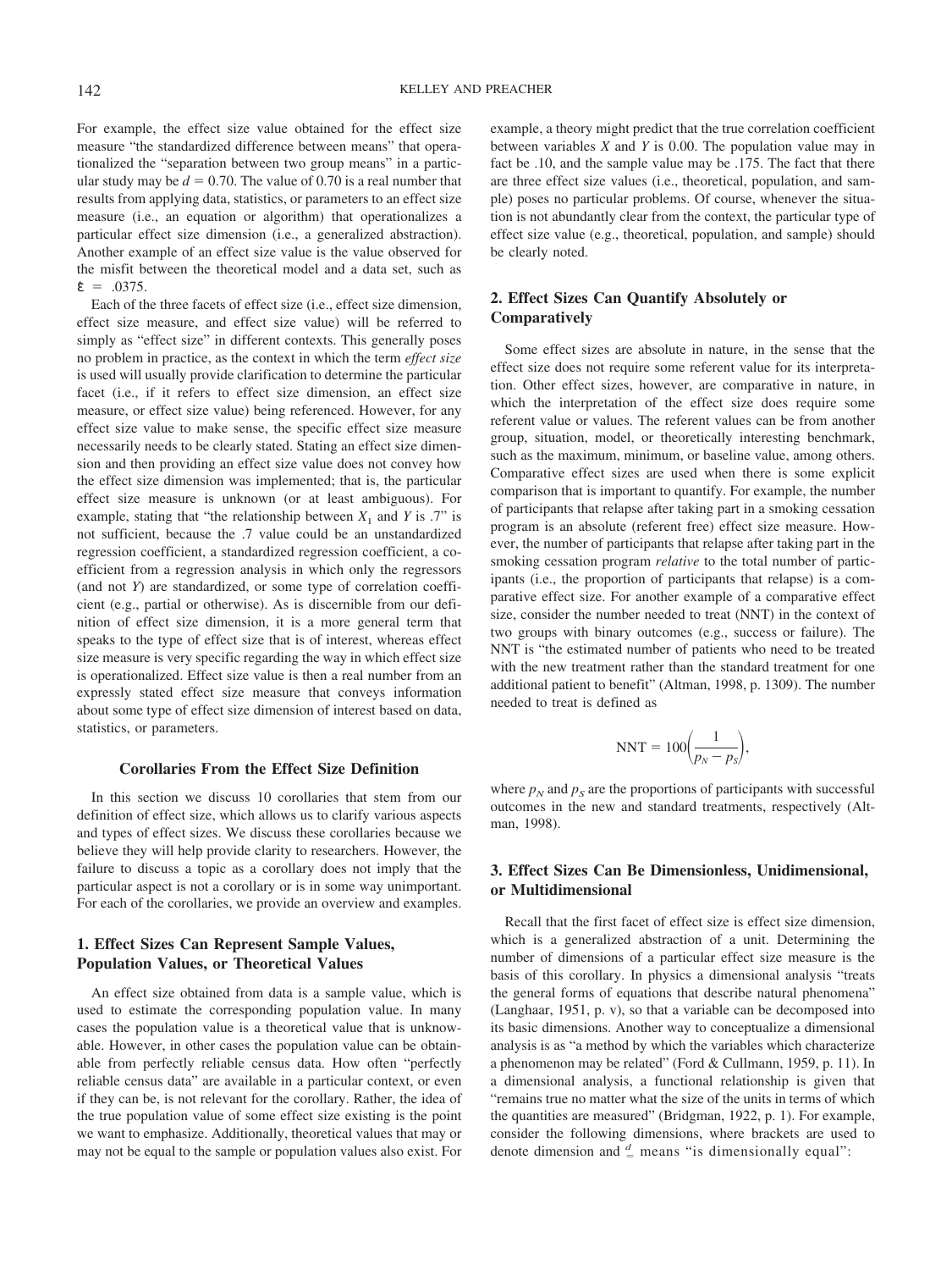For example, the effect size value obtained for the effect size measure "the standardized difference between means" that operationalized the "separation between two group means" in a particular study may be $d = 0.70$. The value of 0.70 is a real number that results from applying data, statistics, or parameters to an effect size measure (i.e., an equation or algorithm) that operationalizes a particular effect size dimension (i.e., a generalized abstraction). Another example of an effect size value is the value observed for the misfit between the theoretical model and a data set, such as $\hat{\varepsilon} = .0375$.

Each of the three facets of effect size (i.e., effect size dimension, effect size measure, and effect size value) will be referred to simply as "effect size" in different contexts. This generally poses no problem in practice, as the context in which the term *effect size* is used will usually provide clarification to determine the particular facet (i.e., if it refers to effect size dimension, an effect size measure, or effect size value) being referenced. However, for any effect size value to make sense, the specific effect size measure necessarily needs to be clearly stated. Stating an effect size dimension and then providing an effect size value does not convey how the effect size dimension was implemented; that is, the particular effect size measure is unknown (or at least ambiguous). For example, stating that "the relationship between $X_1$ and $Y$ is .7" is not sufficient, because the .7 value could be an unstandardized regression coefficient, a standardized regression coefficient, a coefficient from a regression analysis in which only the regressors (and not $Y$) are standardized, or some type of correlation coefficient (e.g., partial or otherwise). As is discernible from our definition of effect size dimension, it is a more general term that speaks to the type of effect size that is of interest, whereas effect size measure is very specific regarding the way in which effect size is operationalized. Effect size value is then a real number from an expressly stated effect size measure that conveys information about some type of effect size dimension of interest based on data, statistics, or parameters.

## Corollaries From the Effect Size Definition

In this section we discuss 10 corollaries that stem from our definition of effect size, which allows us to clarify various aspects and types of effect sizes. We discuss these corollaries because we believe they will help provide clarity to researchers. However, the failure to discuss a topic as a corollary does not imply that the particular aspect is not a corollary or is in some way unimportant. For each of the corollaries, we provide an overview and examples.

### 1. Effect Sizes Can Represent Sample Values, Population Values, or Theoretical Values

An effect size obtained from data is a sample value, which is used to estimate the corresponding population value. In many cases the population value is a theoretical value that is unknowable. However, in other cases the population value can be obtainable from perfectly reliable census data. How often "perfectly reliable census data" are available in a particular context, or even if they can be, is not relevant for the corollary. Rather, the idea of the true population value of some effect size existing is the point we want to emphasize. Additionally, theoretical values that may or may not be equal to the sample or population values also exist. For example, a theory might predict that the true correlation coefficient between variables $X$ and $Y$ is 0.00. The population value may in fact be .10, and the sample value may be .175. The fact that there are three effect size values (i.e., theoretical, population, and sample) poses no particular problems. Of course, whenever the situation is not abundantly clear from the context, the particular type of effect size value (e.g., theoretical, population, and sample) should be clearly noted.

### 2. Effect Sizes Can Quantify Absolutely or Comparatively

Some effect sizes are absolute in nature, in the sense that the effect size does not require some referent value for its interpretation. Other effect sizes, however, are comparative in nature, in which the interpretation of the effect size does require some referent value or values. The referent values can be from another group, situation, model, or theoretically interesting benchmark, such as the maximum, minimum, or baseline value, among others. Comparative effect sizes are used when there is some explicit comparison that is important to quantify. For example, the number of participants that relapse after taking part in a smoking cessation program is an absolute (referent free) effect size measure. However, the number of participants that relapse after taking part in the smoking cessation program *relative* to the total number of participants (i.e., the proportion of participants that relapse) is a comparative effect size. For another example of a comparative effect size, consider the number needed to treat (NNT) in the context of two groups with binary outcomes (e.g., success or failure). The NNT is "the estimated number of patients who need to be treated with the new treatment rather than the standard treatment for one additional patient to benefit" (Altman, 1998, p. 1309). The number needed to treat is defined as

$$\text{NNT} = 100\left(\frac{1}{p_N - p_S}\right),$$

where $p_N$ and $p_S$ are the proportions of participants with successful outcomes in the new and standard treatments, respectively (Altman, 1998).

### 3. Effect Sizes Can Be Dimensionless, Unidimensional, or Multidimensional

Recall that the first facet of effect size is effect size dimension, which is a generalized abstraction of a unit. Determining the number of dimensions of a particular effect size measure is the basis of this corollary. In physics a dimensional analysis "treats the general forms of equations that describe natural phenomena" (Langhaar, 1951, p. v), so that a variable can be decomposed into its basic dimensions. Another way to conceptualize a dimensional analysis is as "a method by which the variables which characterize a phenomenon may be related" (Ford & Cullmann, 1959, p. 11). In a dimensional analysis, a functional relationship is given that "remains true no matter what the size of the units in terms of which the quantities are measured" (Bridgman, 1922, p. 1). For example, consider the following dimensions, where brackets are used to denote dimension and $\overset{d}{=}$ means "is dimensionally equal":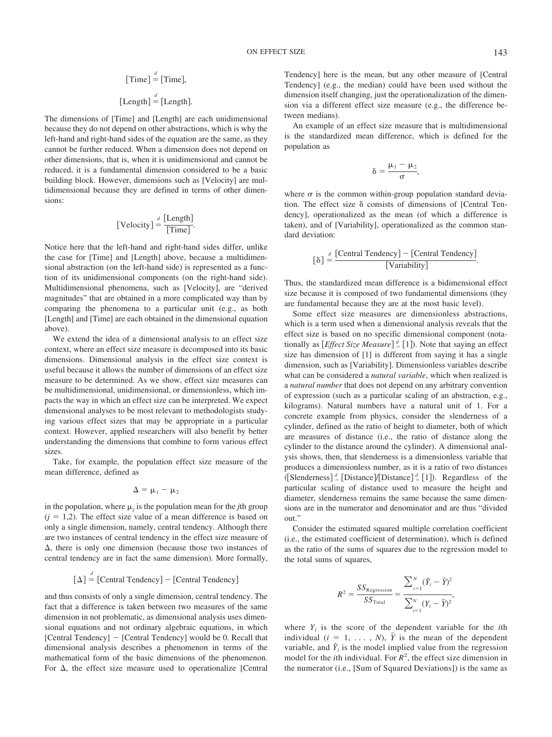$$[\text{Time}] \stackrel{d}{=} [\text{Time}],$$

$$[\text{Length}] \stackrel{d}{=} [\text{Length}].$$

The dimensions of [Time] and [Length] are each unidimensional because they do not depend on other abstractions, which is why the left-hand and right-hand sides of the equation are the same, as they cannot be further reduced. When a dimension does not depend on other dimensions, that is, when it is unidimensional and cannot be reduced, it is a fundamental dimension considered to be a basic building block. However, dimensions such as [Velocity] are multidimensional because they are defined in terms of other dimensions:

$$[\text{Velocity}] \stackrel{d}{=} \frac{[\text{Length}]}{[\text{Time}]}.$$

Notice here that the left-hand and right-hand sides differ, unlike the case for [Time] and [Length] above, because a multidimensional abstraction (on the left-hand side) is represented as a function of its unidimensional components (on the right-hand side). Multidimensional phenomena, such as [Velocity], are "derived magnitudes" that are obtained in a more complicated way than by comparing the phenomena to a particular unit (e.g., as both [Length] and [Time] are each obtained in the dimensional equation above).

We extend the idea of a dimensional analysis to an effect size context, where an effect size measure is decomposed into its basic dimensions. Dimensional analysis in the effect size context is useful because it allows the number of dimensions of an effect size measure to be determined. As we show, effect size measures can be multidimensional, unidimensional, or dimensionless, which impacts the way in which an effect size can be interpreted. We expect dimensional analyses to be most relevant to methodologists studying various effect sizes that may be appropriate in a particular context. However, applied researchers will also benefit by better understanding the dimensions that combine to form various effect sizes.

Take, for example, the population effect size measure of the mean difference, defined as

$$\Delta = \mu_1 - \mu_2$$

in the population, where $\mu_j$ is the population mean for the $j$th group ($j = 1,2$). The effect size value of a mean difference is based on only a single dimension, namely, central tendency. Although there are two instances of central tendency in the effect size measure of $\Delta$, there is only one dimension (because those two instances of central tendency are in fact the same dimension). More formally,

$$[\Delta] \stackrel{d}{=} [\text{Central Tendency}] - [\text{Central Tendency}]$$

and thus consists of only a single dimension, central tendency. The fact that a difference is taken between two measures of the same dimension in not problematic, as dimensional analysis uses dimensional equations and not ordinary algebraic equations, in which [Central Tendency] − [Central Tendency] would be 0. Recall that dimensional analysis describes a phenomenon in terms of the mathematical form of the basic dimensions of the phenomenon. For $\Delta$, the effect size measure used to operationalize [Central Tendency] here is the mean, but any other measure of [Central Tendency] (e.g., the median) could have been used without the dimension itself changing, just the operationalization of the dimension via a different effect size measure (e.g., the difference between medians).

An example of an effect size measure that is multidimensional is the standardized mean difference, which is defined for the population as

$$\delta = \frac{\mu_1 - \mu_2}{\sigma},$$

where $\sigma$ is the common within-group population standard deviation. The effect size $\delta$ consists of dimensions of [Central Tendency], operationalized as the mean (of which a difference is taken), and of [Variability], operationalized as the common standard deviation:

$$[\delta] \stackrel{d}{=} \frac{[\text{Central Tendency}] - [\text{Central Tendency}]}{[\text{Variability}]}.$$

Thus, the standardized mean difference is a bidimensional effect size because it is composed of two fundamental dimensions (they are fundamental because they are at the most basic level).

Some effect size measures are dimensionless abstractions, which is a term used when a dimensional analysis reveals that the effect size is based on no specific dimensional component (notationally as $[\textit{Effect Size Measure}] \stackrel{d}{=} [1]$). Note that saying an effect size has dimension of [1] is different from saying it has a single dimension, such as [Variability]. Dimensionless variables describe what can be considered a *natural variable*, which when realized is a *natural number* that does not depend on any arbitrary convention of expression (such as a particular scaling of an abstraction, e.g., kilograms). Natural numbers have a natural unit of 1. For a concrete example from physics, consider the slenderness of a cylinder, defined as the ratio of height to diameter, both of which are measures of distance (i.e., the ratio of distance along the cylinder to the distance around the cylinder). A dimensional analysis shows, then, that slenderness is a dimensionless variable that produces a dimensionless number, as it is a ratio of two distances ($[\text{Slenderness}] \stackrel{d}{=} [\text{Distance}]/[\text{Distance}] \stackrel{d}{=} [1]$). Regardless of the particular scaling of distance used to measure the height and diameter, slenderness remains the same because the same dimensions are in the numerator and denominator and are thus "divided out."

Consider the estimated squared multiple correlation coefficient (i.e., the estimated coefficient of determination), which is defined as the ratio of the sums of squares due to the regression model to the total sums of squares,

$$R^2 = \frac{SS_{\text{Regression}}}{SS_{\text{Total}}} = \frac{\sum_{i=1}^{N} (\hat{Y}_i - \bar{Y})^2}{\sum_{i=1}^{N} (Y_i - \bar{Y})^2},$$

where $Y_i$ is the score of the dependent variable for the $i$th individual ($i = 1, \ldots, N$), $\bar{Y}$ is the mean of the dependent variable, and $\hat{Y}_i$ is the model implied value from the regression model for the $i$th individual. For $R^2$, the effect size dimension in the numerator (i.e., [Sum of Squared Deviations]) is the same as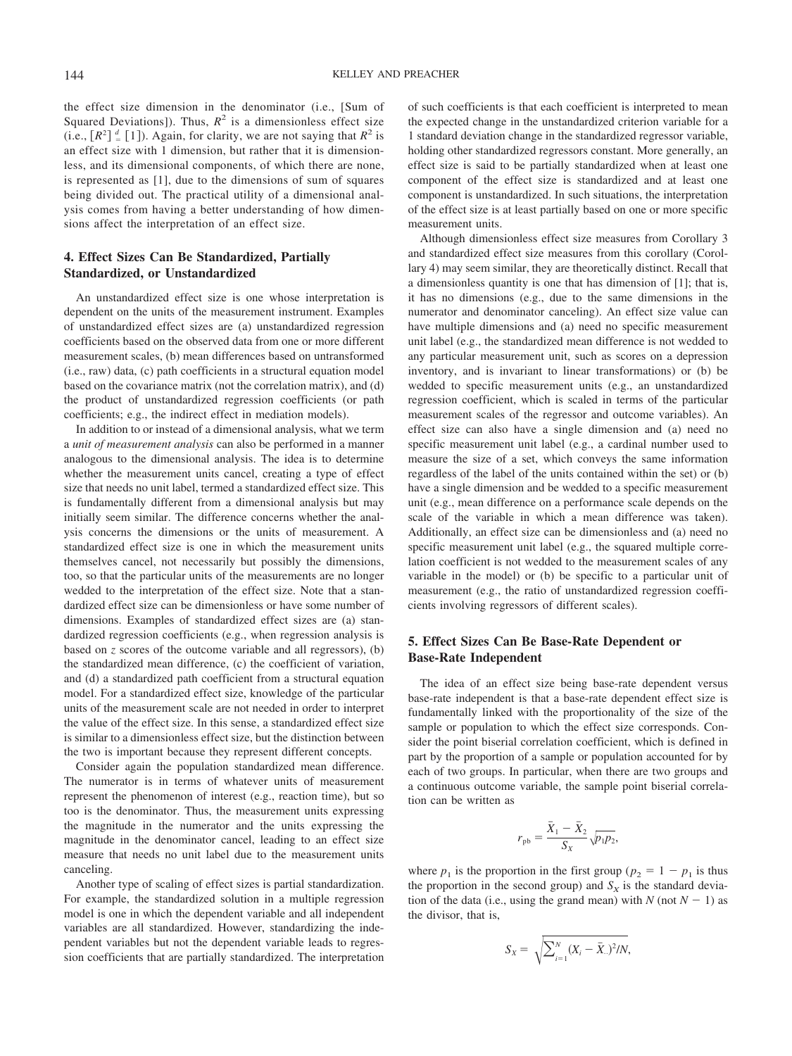the effect size dimension in the denominator (i.e., [Sum of Squared Deviations]). Thus, $R^2$ is a dimensionless effect size (i.e., $[R^2] \overset{d}{=} [1]$). Again, for clarity, we are not saying that $R^2$ is an effect size with 1 dimension, but rather that it is dimensionless, and its dimensional components, of which there are none, is represented as [1], due to the dimensions of sum of squares being divided out. The practical utility of a dimensional analysis comes from having a better understanding of how dimensions affect the interpretation of an effect size.

## 4. Effect Sizes Can Be Standardized, Partially Standardized, or Unstandardized

An unstandardized effect size is one whose interpretation is dependent on the units of the measurement instrument. Examples of unstandardized effect sizes are (a) unstandardized regression coefficients based on the observed data from one or more different measurement scales, (b) mean differences based on untransformed (i.e., raw) data, (c) path coefficients in a structural equation model based on the covariance matrix (not the correlation matrix), and (d) the product of unstandardized regression coefficients (or path coefficients; e.g., the indirect effect in mediation models).

In addition to or instead of a dimensional analysis, what we term a *unit of measurement analysis* can also be performed in a manner analogous to the dimensional analysis. The idea is to determine whether the measurement units cancel, creating a type of effect size that needs no unit label, termed a standardized effect size. This is fundamentally different from a dimensional analysis but may initially seem similar. The difference concerns whether the analysis concerns the dimensions or the units of measurement. A standardized effect size is one in which the measurement units themselves cancel, not necessarily but possibly the dimensions, too, so that the particular units of the measurements are no longer wedded to the interpretation of the effect size. Note that a standardized effect size can be dimensionless or have some number of dimensions. Examples of standardized effect sizes are (a) standardized regression coefficients (e.g., when regression analysis is based on *z* scores of the outcome variable and all regressors), (b) the standardized mean difference, (c) the coefficient of variation, and (d) a standardized path coefficient from a structural equation model. For a standardized effect size, knowledge of the particular units of the measurement scale are not needed in order to interpret the value of the effect size. In this sense, a standardized effect size is similar to a dimensionless effect size, but the distinction between the two is important because they represent different concepts.

Consider again the population standardized mean difference. The numerator is in terms of whatever units of measurement represent the phenomenon of interest (e.g., reaction time), but so too is the denominator. Thus, the measurement units expressing the magnitude in the numerator and the units expressing the magnitude in the denominator cancel, leading to an effect size measure that needs no unit label due to the measurement units canceling.

Another type of scaling of effect sizes is partial standardization. For example, the standardized solution in a multiple regression model is one in which the dependent variable and all independent variables are all standardized. However, standardizing the independent variables but not the dependent variable leads to regression coefficients that are partially standardized. The interpretation of such coefficients is that each coefficient is interpreted to mean the expected change in the unstandardized criterion variable for a 1 standard deviation change in the standardized regressor variable, holding other standardized regressors constant. More generally, an effect size is said to be partially standardized when at least one component of the effect size is standardized and at least one component is unstandardized. In such situations, the interpretation of the effect size is at least partially based on one or more specific measurement units.

Although dimensionless effect size measures from Corollary 3 and standardized effect size measures from this corollary (Corollary 4) may seem similar, they are theoretically distinct. Recall that a dimensionless quantity is one that has dimension of [1]; that is, it has no dimensions (e.g., due to the same dimensions in the numerator and denominator canceling). An effect size value can have multiple dimensions and (a) need no specific measurement unit label (e.g., the standardized mean difference is not wedded to any particular measurement unit, such as scores on a depression inventory, and is invariant to linear transformations) or (b) be wedded to specific measurement units (e.g., an unstandardized regression coefficient, which is scaled in terms of the particular measurement scales of the regressor and outcome variables). An effect size can also have a single dimension and (a) need no specific measurement unit label (e.g., a cardinal number used to measure the size of a set, which conveys the same information regardless of the label of the units contained within the set) or (b) have a single dimension and be wedded to a specific measurement unit (e.g., mean difference on a performance scale depends on the scale of the variable in which a mean difference was taken). Additionally, an effect size can be dimensionless and (a) need no specific measurement unit label (e.g., the squared multiple correlation coefficient is not wedded to the measurement scales of any variable in the model) or (b) be specific to a particular unit of measurement (e.g., the ratio of unstandardized regression coefficients involving regressors of different scales).

## 5. Effect Sizes Can Be Base-Rate Dependent or Base-Rate Independent

The idea of an effect size being base-rate dependent versus base-rate independent is that a base-rate dependent effect size is fundamentally linked with the proportionality of the size of the sample or population to which the effect size corresponds. Consider the point biserial correlation coefficient, which is defined in part by the proportion of a sample or population accounted for by each of two groups. In particular, when there are two groups and a continuous outcome variable, the sample point biserial correlation can be written as

$$r_{pb} = \frac{\bar{X}_1 - \bar{X}_2}{S_X}\sqrt{p_1 p_2},$$

where $p_1$ is the proportion in the first group ($p_2 = 1 - p_1$ is thus the proportion in the second group) and $S_X$ is the standard deviation of the data (i.e., using the grand mean) with $N$ (not $N - 1$) as the divisor, that is,

$$S_X = \sqrt{\sum_{i=1}^{N}(X_i - \bar{X}_{..})^2/N},$$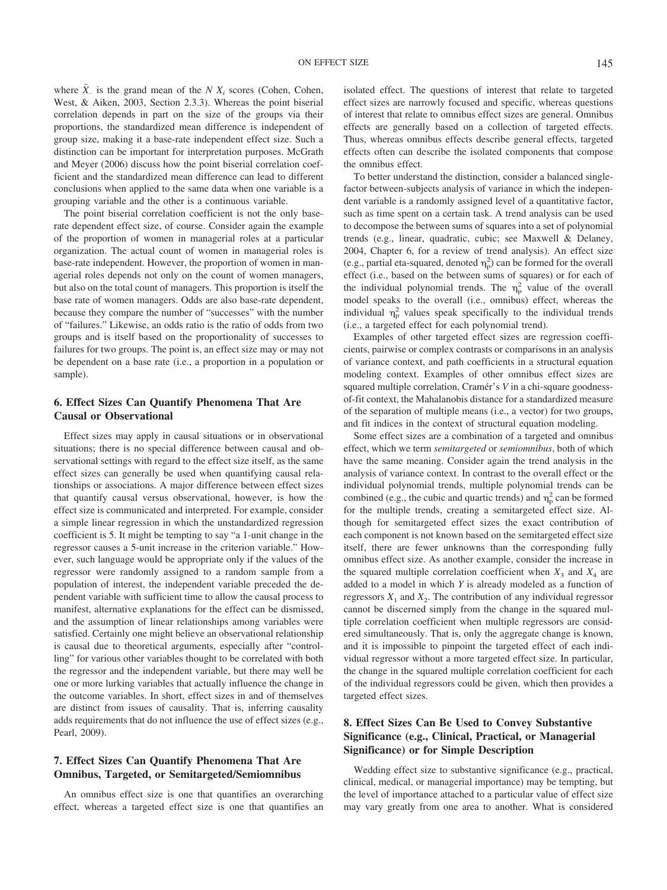where $\bar{X}_{..}$ is the grand mean of the $N$ $X_i$ scores (Cohen, Cohen, West, & Aiken, 2003, Section 2.3.3). Whereas the point biserial correlation depends in part on the size of the groups via their proportions, the standardized mean difference is independent of group size, making it a base-rate independent effect size. Such a distinction can be important for interpretation purposes. McGrath and Meyer (2006) discuss how the point biserial correlation coefficient and the standardized mean difference can lead to different conclusions when applied to the same data when one variable is a grouping variable and the other is a continuous variable.

The point biserial correlation coefficient is not the only base-rate dependent effect size, of course. Consider again the example of the proportion of women in managerial roles at a particular organization. The actual count of women in managerial roles is base-rate independent. However, the proportion of women in managerial roles depends not only on the count of women managers, but also on the total count of managers. This proportion is itself the base rate of women managers. Odds are also base-rate dependent, because they compare the number of "successes" with the number of "failures." Likewise, an odds ratio is the ratio of odds from two groups and is itself based on the proportionality of successes to failures for two groups. The point is, an effect size may or may not be dependent on a base rate (i.e., a proportion in a population or sample).

## 6. Effect Sizes Can Quantify Phenomena That Are Causal or Observational

Effect sizes may apply in causal situations or in observational situations; there is no special difference between causal and observational settings with regard to the effect size itself, as the same effect sizes can generally be used when quantifying causal relationships or associations. A major difference between effect sizes that quantify causal versus observational, however, is how the effect size is communicated and interpreted. For example, consider a simple linear regression in which the unstandardized regression coefficient is 5. It might be tempting to say "a 1-unit change in the regressor causes a 5-unit increase in the criterion variable." However, such language would be appropriate only if the values of the regressor were randomly assigned to a random sample from a population of interest, the independent variable preceded the dependent variable with sufficient time to allow the causal process to manifest, alternative explanations for the effect can be dismissed, and the assumption of linear relationships among variables were satisfied. Certainly one might believe an observational relationship is causal due to theoretical arguments, especially after "controlling" for various other variables thought to be correlated with both the regressor and the independent variable, but there may well be one or more lurking variables that actually influence the change in the outcome variables. In short, effect sizes in and of themselves are distinct from issues of causality. That is, inferring causality adds requirements that do not influence the use of effect sizes (e.g., Pearl, 2009).

## 7. Effect Sizes Can Quantify Phenomena That Are Omnibus, Targeted, or Semitargeted/Semiomnibus

An omnibus effect size is one that quantifies an overarching effect, whereas a targeted effect size is one that quantifies an isolated effect. The questions of interest that relate to targeted effect sizes are narrowly focused and specific, whereas questions of interest that relate to omnibus effect sizes are general. Omnibus effects are generally based on a collection of targeted effects. Thus, whereas omnibus effects describe general effects, targeted effects often can describe the isolated components that compose the omnibus effect.

To better understand the distinction, consider a balanced single-factor between-subjects analysis of variance in which the independent variable is a randomly assigned level of a quantitative factor, such as time spent on a certain task. A trend analysis can be used to decompose the between sums of squares into a set of polynomial trends (e.g., linear, quadratic, cubic; see Maxwell & Delaney, 2004, Chapter 6, for a review of trend analysis). An effect size (e.g., partial eta-squared, denoted $\eta_p^2$) can be formed for the overall effect (i.e., based on the between sums of squares) or for each of the individual polynomial trends. The $\eta_p^2$ value of the overall model speaks to the overall (i.e., omnibus) effect, whereas the individual $\eta_p^2$ values speak specifically to the individual trends (i.e., a targeted effect for each polynomial trend).

Examples of other targeted effect sizes are regression coefficients, pairwise or complex contrasts or comparisons in an analysis of variance context, and path coefficients in a structural equation modeling context. Examples of other omnibus effect sizes are squared multiple correlation, Cramér's $V$ in a chi-square goodness-of-fit context, the Mahalanobis distance for a standardized measure of the separation of multiple means (i.e., a vector) for two groups, and fit indices in the context of structural equation modeling.

Some effect sizes are a combination of a targeted and omnibus effect, which we term *semitargeted* or *semiomnibus*, both of which have the same meaning. Consider again the trend analysis in the analysis of variance context. In contrast to the overall effect or the individual polynomial trends, multiple polynomial trends can be combined (e.g., the cubic and quartic trends) and $\eta_p^2$ can be formed for the multiple trends, creating a semitargeted effect size. Although for semitargeted effect sizes the exact contribution of each component is not known based on the semitargeted effect size itself, there are fewer unknowns than the corresponding fully omnibus effect size. As another example, consider the increase in the squared multiple correlation coefficient when $X_3$ and $X_4$ are added to a model in which $Y$ is already modeled as a function of regressors $X_1$ and $X_2$. The contribution of any individual regressor cannot be discerned simply from the change in the squared multiple correlation coefficient when multiple regressors are considered simultaneously. That is, only the aggregate change is known, and it is impossible to pinpoint the targeted effect of each individual regressor without a more targeted effect size. In particular, the change in the squared multiple correlation coefficient for each of the individual regressors could be given, which then provides a targeted effect sizes.

## 8. Effect Sizes Can Be Used to Convey Substantive Significance (e.g., Clinical, Practical, or Managerial Significance) or for Simple Description

Wedding effect size to substantive significance (e.g., practical, clinical, medical, or managerial importance) may be tempting, but the level of importance attached to a particular value of effect size may vary greatly from one area to another. What is considered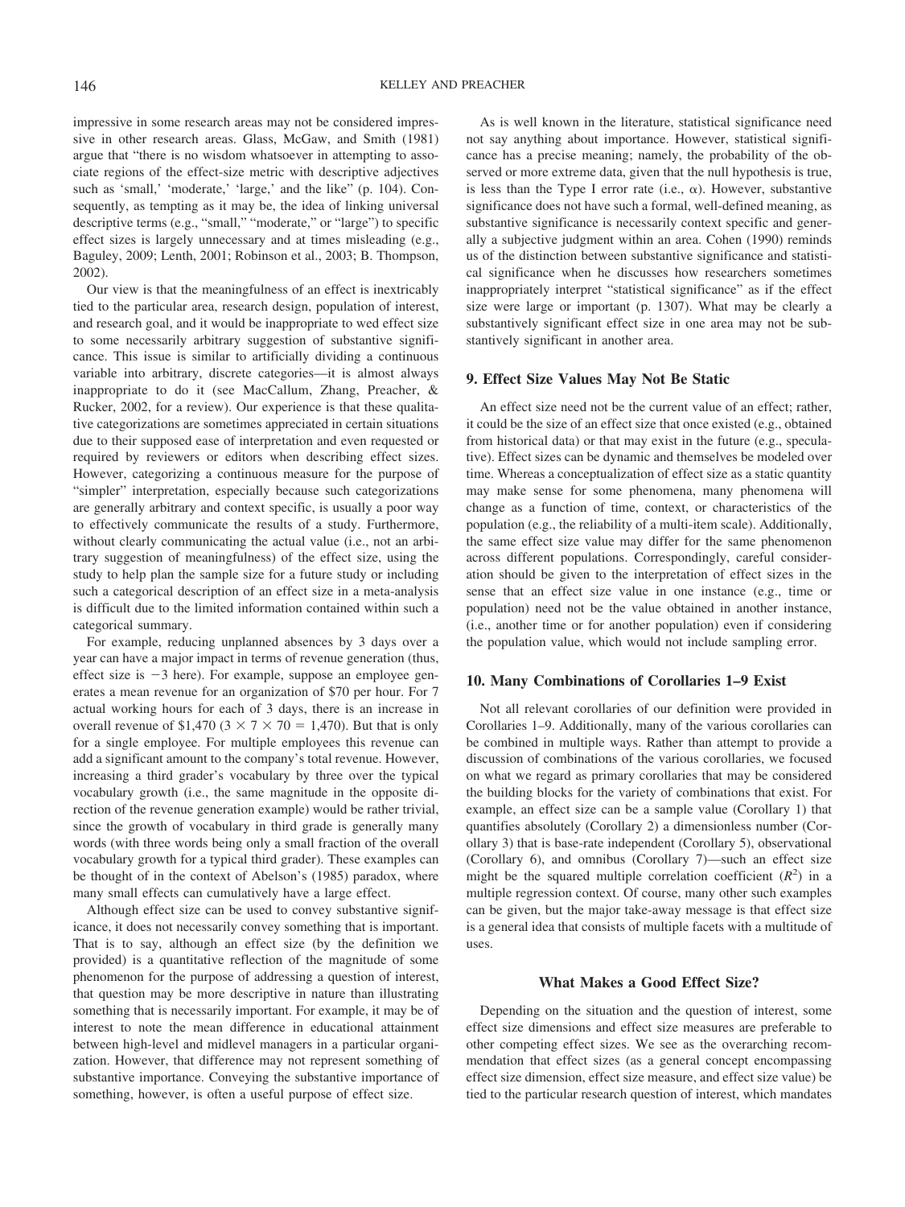impressive in some research areas may not be considered impressive in other research areas. Glass, McGaw, and Smith (1981) argue that "there is no wisdom whatsoever in attempting to associate regions of the effect-size metric with descriptive adjectives such as 'small,' 'moderate,' 'large,' and the like" (p. 104). Consequently, as tempting as it may be, the idea of linking universal descriptive terms (e.g., "small," "moderate," or "large") to specific effect sizes is largely unnecessary and at times misleading (e.g., Baguley, 2009; Lenth, 2001; Robinson et al., 2003; B. Thompson, 2002).

Our view is that the meaningfulness of an effect is inextricably tied to the particular area, research design, population of interest, and research goal, and it would be inappropriate to wed effect size to some necessarily arbitrary suggestion of substantive significance. This issue is similar to artificially dividing a continuous variable into arbitrary, discrete categories—it is almost always inappropriate to do it (see MacCallum, Zhang, Preacher, & Rucker, 2002, for a review). Our experience is that these qualitative categorizations are sometimes appreciated in certain situations due to their supposed ease of interpretation and even requested or required by reviewers or editors when describing effect sizes. However, categorizing a continuous measure for the purpose of "simpler" interpretation, especially because such categorizations are generally arbitrary and context specific, is usually a poor way to effectively communicate the results of a study. Furthermore, without clearly communicating the actual value (i.e., not an arbitrary suggestion of meaningfulness) of the effect size, using the study to help plan the sample size for a future study or including such a categorical description of an effect size in a meta-analysis is difficult due to the limited information contained within such a categorical summary.

For example, reducing unplanned absences by 3 days over a year can have a major impact in terms of revenue generation (thus, effect size is $-3$ here). For example, suppose an employee generates a mean revenue for an organization of \$70 per hour. For 7 actual working hours for each of 3 days, there is an increase in overall revenue of \$1,470 ($3 \times 7 \times 70 = 1{,}470$). But that is only for a single employee. For multiple employees this revenue can add a significant amount to the company's total revenue. However, increasing a third grader's vocabulary by three over the typical vocabulary growth (i.e., the same magnitude in the opposite direction of the revenue generation example) would be rather trivial, since the growth of vocabulary in third grade is generally many words (with three words being only a small fraction of the overall vocabulary growth for a typical third grader). These examples can be thought of in the context of Abelson's (1985) paradox, where many small effects can cumulatively have a large effect.

Although effect size can be used to convey substantive significance, it does not necessarily convey something that is important. That is to say, although an effect size (by the definition we provided) is a quantitative reflection of the magnitude of some phenomenon for the purpose of addressing a question of interest, that question may be more descriptive in nature than illustrating something that is necessarily important. For example, it may be of interest to note the mean difference in educational attainment between high-level and midlevel managers in a particular organization. However, that difference may not represent something of substantive importance. Conveying the substantive importance of something, however, is often a useful purpose of effect size.

As is well known in the literature, statistical significance need not say anything about importance. However, statistical significance has a precise meaning; namely, the probability of the observed or more extreme data, given that the null hypothesis is true, is less than the Type I error rate (i.e., $\alpha$). However, substantive significance does not have such a formal, well-defined meaning, as substantive significance is necessarily context specific and generally a subjective judgment within an area. Cohen (1990) reminds us of the distinction between substantive significance and statistical significance when he discusses how researchers sometimes inappropriately interpret "statistical significance" as if the effect size were large or important (p. 1307). What may be clearly a substantively significant effect size in one area may not be substantively significant in another area.

### 9. Effect Size Values May Not Be Static

An effect size need not be the current value of an effect; rather, it could be the size of an effect size that once existed (e.g., obtained from historical data) or that may exist in the future (e.g., speculative). Effect sizes can be dynamic and themselves be modeled over time. Whereas a conceptualization of effect size as a static quantity may make sense for some phenomena, many phenomena will change as a function of time, context, or characteristics of the population (e.g., the reliability of a multi-item scale). Additionally, the same effect size value may differ for the same phenomenon across different populations. Correspondingly, careful consideration should be given to the interpretation of effect sizes in the sense that an effect size value in one instance (e.g., time or population) need not be the value obtained in another instance, (i.e., another time or for another population) even if considering the population value, which would not include sampling error.

### 10. Many Combinations of Corollaries 1–9 Exist

Not all relevant corollaries of our definition were provided in Corollaries 1–9. Additionally, many of the various corollaries can be combined in multiple ways. Rather than attempt to provide a discussion of combinations of the various corollaries, we focused on what we regard as primary corollaries that may be considered the building blocks for the variety of combinations that exist. For example, an effect size can be a sample value (Corollary 1) that quantifies absolutely (Corollary 2) a dimensionless number (Corollary 3) that is base-rate independent (Corollary 5), observational (Corollary 6), and omnibus (Corollary 7)—such an effect size might be the squared multiple correlation coefficient ($R^2$) in a multiple regression context. Of course, many other such examples can be given, but the major take-away message is that effect size is a general idea that consists of multiple facets with a multitude of uses.

## What Makes a Good Effect Size?

Depending on the situation and the question of interest, some effect size dimensions and effect size measures are preferable to other competing effect sizes. We see as the overarching recommendation that effect sizes (as a general concept encompassing effect size dimension, effect size measure, and effect size value) be tied to the particular research question of interest, which mandates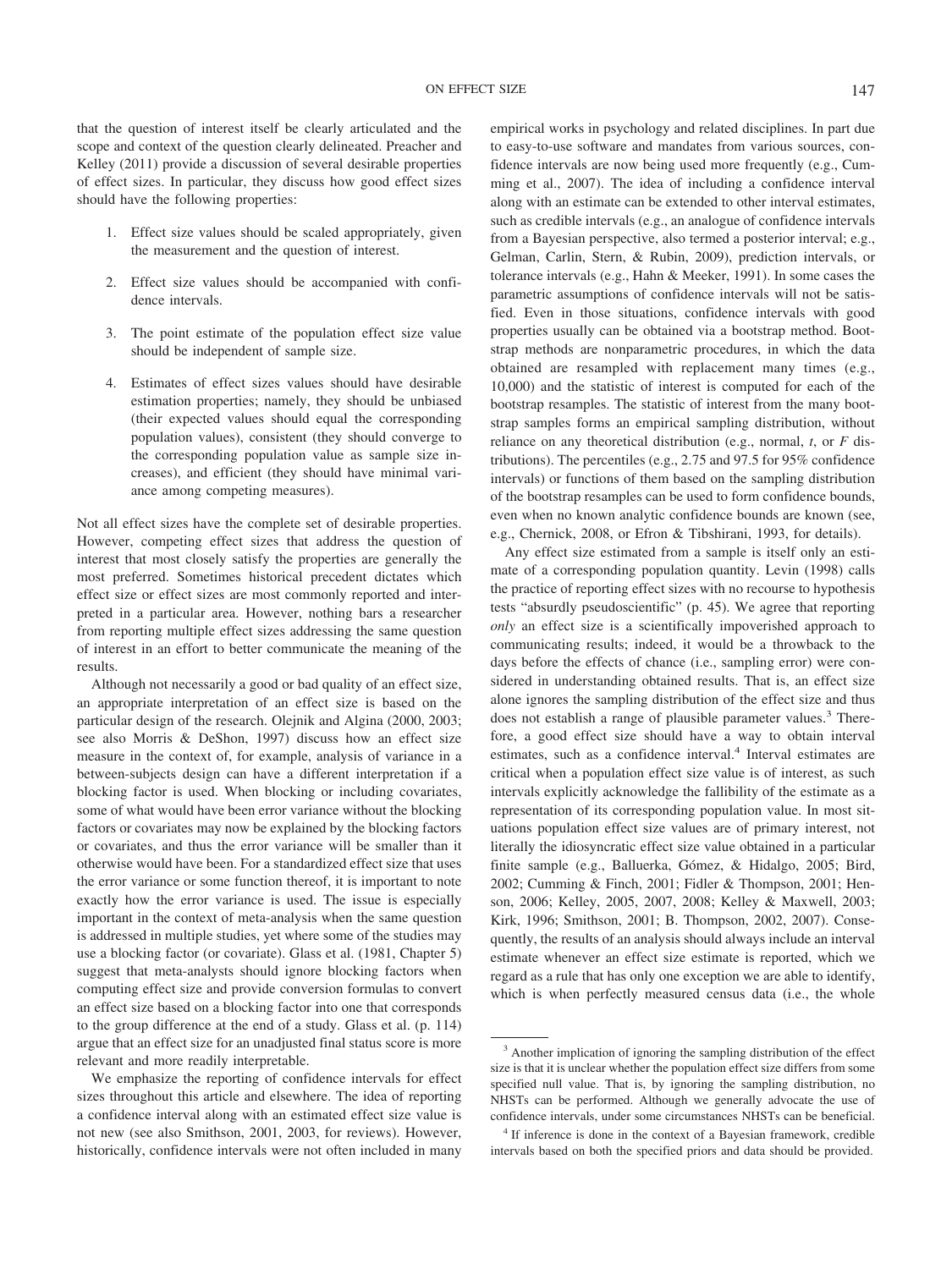that the question of interest itself be clearly articulated and the scope and context of the question clearly delineated. Preacher and Kelley (2011) provide a discussion of several desirable properties of effect sizes. In particular, they discuss how good effect sizes should have the following properties:

1. Effect size values should be scaled appropriately, given the measurement and the question of interest.

2. Effect size values should be accompanied with confidence intervals.

3. The point estimate of the population effect size value should be independent of sample size.

4. Estimates of effect sizes values should have desirable estimation properties; namely, they should be unbiased (their expected values should equal the corresponding population values), consistent (they should converge to the corresponding population value as sample size increases), and efficient (they should have minimal variance among competing measures).

Not all effect sizes have the complete set of desirable properties. However, competing effect sizes that address the question of interest that most closely satisfy the properties are generally the most preferred. Sometimes historical precedent dictates which effect size or effect sizes are most commonly reported and interpreted in a particular area. However, nothing bars a researcher from reporting multiple effect sizes addressing the same question of interest in an effort to better communicate the meaning of the results.

Although not necessarily a good or bad quality of an effect size, an appropriate interpretation of an effect size is based on the particular design of the research. Olejnik and Algina (2000, 2003; see also Morris & DeShon, 1997) discuss how an effect size measure in the context of, for example, analysis of variance in a between-subjects design can have a different interpretation if a blocking factor is used. When blocking or including covariates, some of what would have been error variance without the blocking factors or covariates may now be explained by the blocking factors or covariates, and thus the error variance will be smaller than it otherwise would have been. For a standardized effect size that uses the error variance or some function thereof, it is important to note exactly how the error variance is used. The issue is especially important in the context of meta-analysis when the same question is addressed in multiple studies, yet where some of the studies may use a blocking factor (or covariate). Glass et al. (1981, Chapter 5) suggest that meta-analysts should ignore blocking factors when computing effect size and provide conversion formulas to convert an effect size based on a blocking factor into one that corresponds to the group difference at the end of a study. Glass et al. (p. 114) argue that an effect size for an unadjusted final status score is more relevant and more readily interpretable.

We emphasize the reporting of confidence intervals for effect sizes throughout this article and elsewhere. The idea of reporting a confidence interval along with an estimated effect size value is not new (see also Smithson, 2001, 2003, for reviews). However, historically, confidence intervals were not often included in many empirical works in psychology and related disciplines. In part due to easy-to-use software and mandates from various sources, confidence intervals are now being used more frequently (e.g., Cumming et al., 2007). The idea of including a confidence interval along with an estimate can be extended to other interval estimates, such as credible intervals (e.g., an analogue of confidence intervals from a Bayesian perspective, also termed a posterior interval; e.g., Gelman, Carlin, Stern, & Rubin, 2009), prediction intervals, or tolerance intervals (e.g., Hahn & Meeker, 1991). In some cases the parametric assumptions of confidence intervals will not be satisfied. Even in those situations, confidence intervals with good properties usually can be obtained via a bootstrap method. Bootstrap methods are nonparametric procedures, in which the data obtained are resampled with replacement many times (e.g., 10,000) and the statistic of interest is computed for each of the bootstrap resamples. The statistic of interest from the many bootstrap samples forms an empirical sampling distribution, without reliance on any theoretical distribution (e.g., normal, *t*, or *F* distributions). The percentiles (e.g., 2.75 and 97.5 for 95% confidence intervals) or functions of them based on the sampling distribution of the bootstrap resamples can be used to form confidence bounds, even when no known analytic confidence bounds are known (see, e.g., Chernick, 2008, or Efron & Tibshirani, 1993, for details).

Any effect size estimated from a sample is itself only an estimate of a corresponding population quantity. Levin (1998) calls the practice of reporting effect sizes with no recourse to hypothesis tests "absurdly pseudoscientific" (p. 45). We agree that reporting *only* an effect size is a scientifically impoverished approach to communicating results; indeed, it would be a throwback to the days before the effects of chance (i.e., sampling error) were considered in understanding obtained results. That is, an effect size alone ignores the sampling distribution of the effect size and thus does not establish a range of plausible parameter values.[3] Therefore, a good effect size should have a way to obtain interval estimates, such as a confidence interval.[4] Interval estimates are critical when a population effect size value is of interest, as such intervals explicitly acknowledge the fallibility of the estimate as a representation of its corresponding population value. In most situations population effect size values are of primary interest, not literally the idiosyncratic effect size value obtained in a particular finite sample (e.g., Balluerka, Gómez, & Hidalgo, 2005; Bird, 2002; Cumming & Finch, 2001; Fidler & Thompson, 2001; Henson, 2006; Kelley, 2005, 2007, 2008; Kelley & Maxwell, 2003; Kirk, 1996; Smithson, 2001; B. Thompson, 2002, 2007). Consequently, the results of an analysis should always include an interval estimate whenever an effect size estimate is reported, which we regard as a rule that has only one exception we are able to identify, which is when perfectly measured census data (i.e., the whole

[3] Another implication of ignoring the sampling distribution of the effect size is that it is unclear whether the population effect size differs from some specified null value. That is, by ignoring the sampling distribution, no NHSTs can be performed. Although we generally advocate the use of confidence intervals, under some circumstances NHSTs can be beneficial.

[4] If inference is done in the context of a Bayesian framework, credible intervals based on both the specified priors and data should be provided.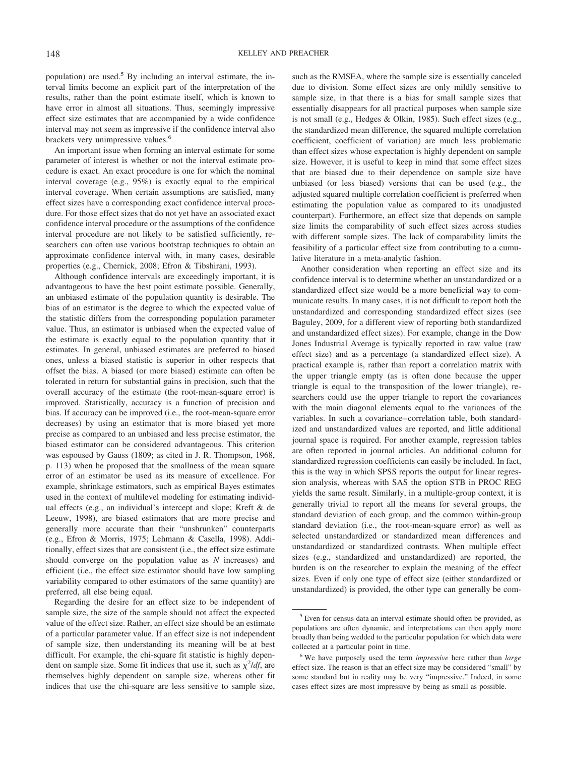population) are used.[5] By including an interval estimate, the interval limits become an explicit part of the interpretation of the results, rather than the point estimate itself, which is known to have error in almost all situations. Thus, seemingly impressive effect size estimates that are accompanied by a wide confidence interval may not seem as impressive if the confidence interval also brackets very unimpressive values.[6]

An important issue when forming an interval estimate for some parameter of interest is whether or not the interval estimate procedure is exact. An exact procedure is one for which the nominal interval coverage (e.g., 95%) is exactly equal to the empirical interval coverage. When certain assumptions are satisfied, many effect sizes have a corresponding exact confidence interval procedure. For those effect sizes that do not yet have an associated exact confidence interval procedure or the assumptions of the confidence interval procedure are not likely to be satisfied sufficiently, researchers can often use various bootstrap techniques to obtain an approximate confidence interval with, in many cases, desirable properties (e.g., Chernick, 2008; Efron & Tibshirani, 1993).

Although confidence intervals are exceedingly important, it is advantageous to have the best point estimate possible. Generally, an unbiased estimate of the population quantity is desirable. The bias of an estimator is the degree to which the expected value of the statistic differs from the corresponding population parameter value. Thus, an estimator is unbiased when the expected value of the estimate is exactly equal to the population quantity that it estimates. In general, unbiased estimates are preferred to biased ones, unless a biased statistic is superior in other respects that offset the bias. A biased (or more biased) estimate can often be tolerated in return for substantial gains in precision, such that the overall accuracy of the estimate (the root-mean-square error) is improved. Statistically, accuracy is a function of precision and bias. If accuracy can be improved (i.e., the root-mean-square error decreases) by using an estimator that is more biased yet more precise as compared to an unbiased and less precise estimator, the biased estimator can be considered advantageous. This criterion was espoused by Gauss (1809; as cited in J. R. Thompson, 1968, p. 113) when he proposed that the smallness of the mean square error of an estimator be used as its measure of excellence. For example, shrinkage estimators, such as empirical Bayes estimates used in the context of multilevel modeling for estimating individual effects (e.g., an individual's intercept and slope; Kreft & de Leeuw, 1998), are biased estimators that are more precise and generally more accurate than their "unshrunken" counterparts (e.g., Efron & Morris, 1975; Lehmann & Casella, 1998). Additionally, effect sizes that are consistent (i.e., the effect size estimate should converge on the population value as $N$ increases) and efficient (i.e., the effect size estimator should have low sampling variability compared to other estimators of the same quantity) are preferred, all else being equal.

Regarding the desire for an effect size to be independent of sample size, the size of the sample should not affect the expected value of the effect size. Rather, an effect size should be an estimate of a particular parameter value. If an effect size is not independent of sample size, then understanding its meaning will be at best difficult. For example, the chi-square fit statistic is highly dependent on sample size. Some fit indices that use it, such as $\chi^2/df$, are themselves highly dependent on sample size, whereas other fit indices that use the chi-square are less sensitive to sample size, such as the RMSEA, where the sample size is essentially canceled due to division. Some effect sizes are only mildly sensitive to sample size, in that there is a bias for small sample sizes that essentially disappears for all practical purposes when sample size is not small (e.g., Hedges & Olkin, 1985). Such effect sizes (e.g., the standardized mean difference, the squared multiple correlation coefficient, coefficient of variation) are much less problematic than effect sizes whose expectation is highly dependent on sample size. However, it is useful to keep in mind that some effect sizes that are biased due to their dependence on sample size have unbiased (or less biased) versions that can be used (e.g., the adjusted squared multiple correlation coefficient is preferred when estimating the population value as compared to its unadjusted counterpart). Furthermore, an effect size that depends on sample size limits the comparability of such effect sizes across studies with different sample sizes. The lack of comparability limits the feasibility of a particular effect size from contributing to a cumulative literature in a meta-analytic fashion.

Another consideration when reporting an effect size and its confidence interval is to determine whether an unstandardized or a standardized effect size would be a more beneficial way to communicate results. In many cases, it is not difficult to report both the unstandardized and corresponding standardized effect sizes (see Baguley, 2009, for a different view of reporting both standardized and unstandardized effect sizes). For example, change in the Dow Jones Industrial Average is typically reported in raw value (raw effect size) and as a percentage (a standardized effect size). A practical example is, rather than report a correlation matrix with the upper triangle empty (as is often done because the upper triangle is equal to the transposition of the lower triangle), researchers could use the upper triangle to report the covariances with the main diagonal elements equal to the variances of the variables. In such a covariance–correlation table, both standardized and unstandardized values are reported, and little additional journal space is required. For another example, regression tables are often reported in journal articles. An additional column for standardized regression coefficients can easily be included. In fact, this is the way in which SPSS reports the output for linear regression analysis, whereas with SAS the option STB in PROC REG yields the same result. Similarly, in a multiple-group context, it is generally trivial to report all the means for several groups, the standard deviation of each group, and the common within-group standard deviation (i.e., the root-mean-square error) as well as selected unstandardized or standardized mean differences and unstandardized or standardized contrasts. When multiple effect sizes (e.g., standardized and unstandardized) are reported, the burden is on the researcher to explain the meaning of the effect sizes. Even if only one type of effect size (either standardized or unstandardized) is provided, the other type can generally be com-

[5] Even for census data an interval estimate should often be provided, as populations are often dynamic, and interpretations can then apply more broadly than being wedded to the particular population for which data were collected at a particular point in time.

[6] We have purposely used the term *impressive* here rather than *large* effect size. The reason is that an effect size may be considered "small" by some standard but in reality may be very "impressive." Indeed, in some cases effect sizes are most impressive by being as small as possible.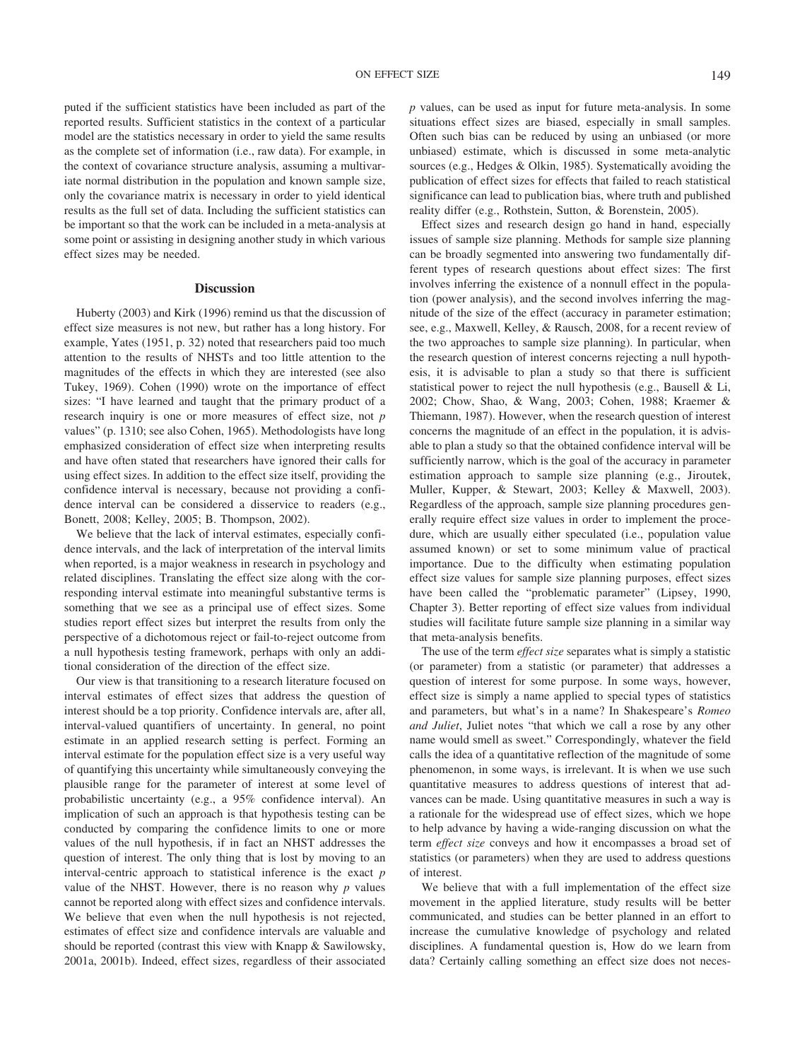puted if the sufficient statistics have been included as part of the reported results. Sufficient statistics in the context of a particular model are the statistics necessary in order to yield the same results as the complete set of information (i.e., raw data). For example, in the context of covariance structure analysis, assuming a multivariate normal distribution in the population and known sample size, only the covariance matrix is necessary in order to yield identical results as the full set of data. Including the sufficient statistics can be important so that the work can be included in a meta-analysis at some point or assisting in designing another study in which various effect sizes may be needed.

## Discussion

Huberty (2003) and Kirk (1996) remind us that the discussion of effect size measures is not new, but rather has a long history. For example, Yates (1951, p. 32) noted that researchers paid too much attention to the results of NHSTs and too little attention to the magnitudes of the effects in which they are interested (see also Tukey, 1969). Cohen (1990) wrote on the importance of effect sizes: "I have learned and taught that the primary product of a research inquiry is one or more measures of effect size, not *p* values" (p. 1310; see also Cohen, 1965). Methodologists have long emphasized consideration of effect size when interpreting results and have often stated that researchers have ignored their calls for using effect sizes. In addition to the effect size itself, providing the confidence interval is necessary, because not providing a confidence interval can be considered a disservice to readers (e.g., Bonett, 2008; Kelley, 2005; B. Thompson, 2002).

We believe that the lack of interval estimates, especially confidence intervals, and the lack of interpretation of the interval limits when reported, is a major weakness in research in psychology and related disciplines. Translating the effect size along with the corresponding interval estimate into meaningful substantive terms is something that we see as a principal use of effect sizes. Some studies report effect sizes but interpret the results from only the perspective of a dichotomous reject or fail-to-reject outcome from a null hypothesis testing framework, perhaps with only an additional consideration of the direction of the effect size.

Our view is that transitioning to a research literature focused on interval estimates of effect sizes that address the question of interest should be a top priority. Confidence intervals are, after all, interval-valued quantifiers of uncertainty. In general, no point estimate in an applied research setting is perfect. Forming an interval estimate for the population effect size is a very useful way of quantifying this uncertainty while simultaneously conveying the plausible range for the parameter of interest at some level of probabilistic uncertainty (e.g., a 95% confidence interval). An implication of such an approach is that hypothesis testing can be conducted by comparing the confidence limits to one or more values of the null hypothesis, if in fact an NHST addresses the question of interest. The only thing that is lost by moving to an interval-centric approach to statistical inference is the exact *p* value of the NHST. However, there is no reason why *p* values cannot be reported along with effect sizes and confidence intervals. We believe that even when the null hypothesis is not rejected, estimates of effect size and confidence intervals are valuable and should be reported (contrast this view with Knapp & Sawilowsky, 2001a, 2001b). Indeed, effect sizes, regardless of their associated *p* values, can be used as input for future meta-analysis. In some situations effect sizes are biased, especially in small samples. Often such bias can be reduced by using an unbiased (or more unbiased) estimate, which is discussed in some meta-analytic sources (e.g., Hedges & Olkin, 1985). Systematically avoiding the publication of effect sizes for effects that failed to reach statistical significance can lead to publication bias, where truth and published reality differ (e.g., Rothstein, Sutton, & Borenstein, 2005).

Effect sizes and research design go hand in hand, especially issues of sample size planning. Methods for sample size planning can be broadly segmented into answering two fundamentally different types of research questions about effect sizes: The first involves inferring the existence of a nonnull effect in the population (power analysis), and the second involves inferring the magnitude of the size of the effect (accuracy in parameter estimation; see, e.g., Maxwell, Kelley, & Rausch, 2008, for a recent review of the two approaches to sample size planning). In particular, when the research question of interest concerns rejecting a null hypothesis, it is advisable to plan a study so that there is sufficient statistical power to reject the null hypothesis (e.g., Bausell & Li, 2002; Chow, Shao, & Wang, 2003; Cohen, 1988; Kraemer & Thiemann, 1987). However, when the research question of interest concerns the magnitude of an effect in the population, it is advisable to plan a study so that the obtained confidence interval will be sufficiently narrow, which is the goal of the accuracy in parameter estimation approach to sample size planning (e.g., Jiroutek, Muller, Kupper, & Stewart, 2003; Kelley & Maxwell, 2003). Regardless of the approach, sample size planning procedures generally require effect size values in order to implement the procedure, which are usually either speculated (i.e., population value assumed known) or set to some minimum value of practical importance. Due to the difficulty when estimating population effect size values for sample size planning purposes, effect sizes have been called the "problematic parameter" (Lipsey, 1990, Chapter 3). Better reporting of effect size values from individual studies will facilitate future sample size planning in a similar way that meta-analysis benefits.

The use of the term *effect size* separates what is simply a statistic (or parameter) from a statistic (or parameter) that addresses a question of interest for some purpose. In some ways, however, effect size is simply a name applied to special types of statistics and parameters, but what's in a name? In Shakespeare's *Romeo and Juliet*, Juliet notes "that which we call a rose by any other name would smell as sweet." Correspondingly, whatever the field calls the idea of a quantitative reflection of the magnitude of some phenomenon, in some ways, is irrelevant. It is when we use such quantitative measures to address questions of interest that advances can be made. Using quantitative measures in such a way is a rationale for the widespread use of effect sizes, which we hope to help advance by having a wide-ranging discussion on what the term *effect size* conveys and how it encompasses a broad set of statistics (or parameters) when they are used to address questions of interest.

We believe that with a full implementation of the effect size movement in the applied literature, study results will be better communicated, and studies can be better planned in an effort to increase the cumulative knowledge of psychology and related disciplines. A fundamental question is, How do we learn from data? Certainly calling something an effect size does not neces-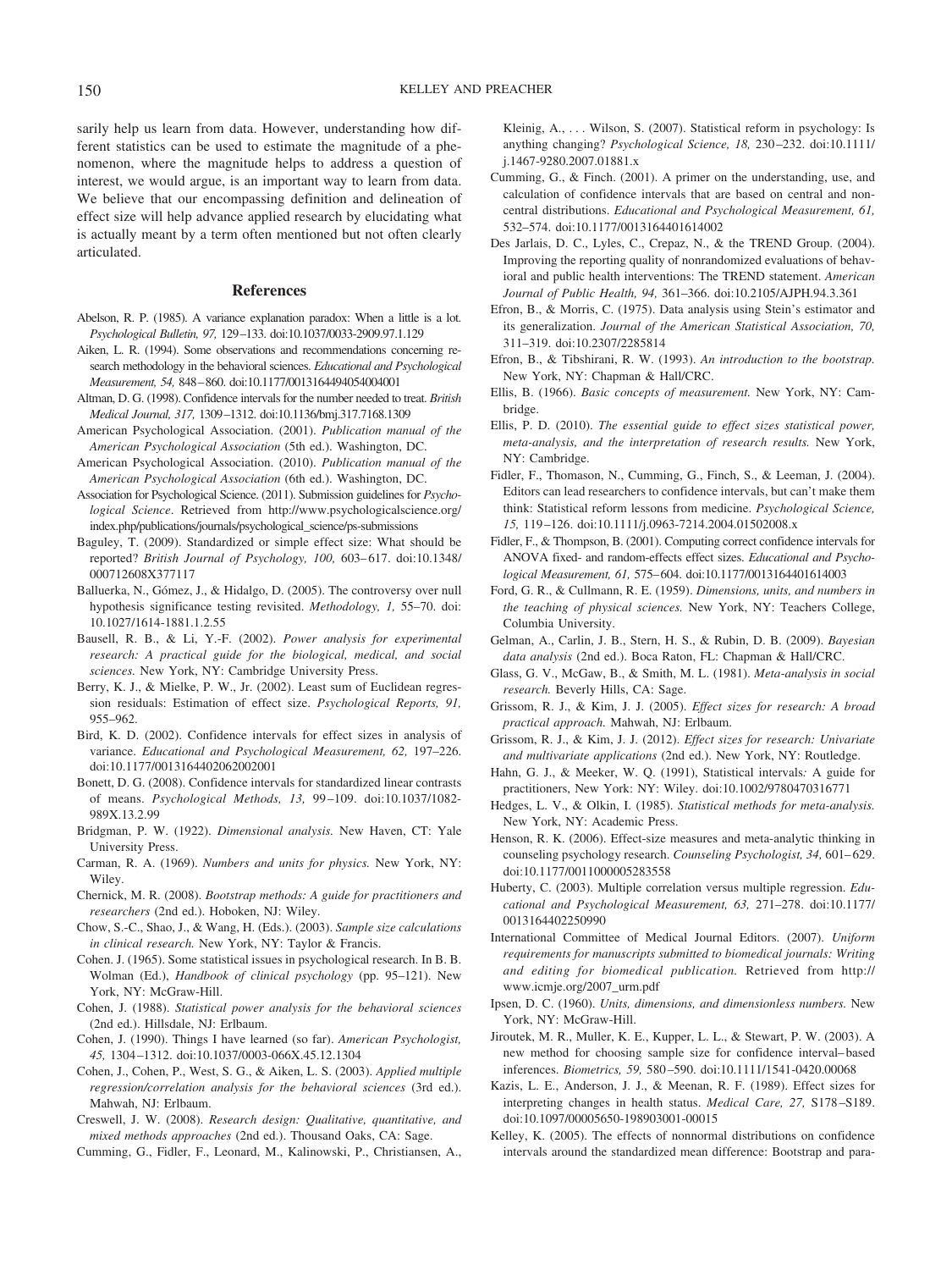sarily help us learn from data. However, understanding how different statistics can be used to estimate the magnitude of a phenomenon, where the magnitude helps to address a question of interest, we would argue, is an important way to learn from data. We believe that our encompassing definition and delineation of effect size will help advance applied research by elucidating what is actually meant by a term often mentioned but not often clearly articulated.

## References

Abelson, R. P. (1985). A variance explanation paradox: When a little is a lot. *Psychological Bulletin, 97,* 129–133. doi:10.1037/0033-2909.97.1.129

Aiken, L. R. (1994). Some observations and recommendations concerning research methodology in the behavioral sciences. *Educational and Psychological Measurement, 54,* 848–860. doi:10.1177/0013164494054004001

Altman, D. G. (1998). Confidence intervals for the number needed to treat. *British Medical Journal, 317,* 1309–1312. doi:10.1136/bmj.317.7168.1309

American Psychological Association. (2001). *Publication manual of the American Psychological Association* (5th ed.). Washington, DC.

American Psychological Association. (2010). *Publication manual of the American Psychological Association* (6th ed.). Washington, DC.

Association for Psychological Science. (2011). Submission guidelines for *Psychological Science*. Retrieved from http://www.psychologicalscience.org/index.php/publications/journals/psychological_science/ps-submissions

Baguley, T. (2009). Standardized or simple effect size: What should be reported? *British Journal of Psychology, 100,* 603–617. doi:10.1348/000712608X377117

Balluerka, N., Gómez, J., & Hidalgo, D. (2005). The controversy over null hypothesis significance testing revisited. *Methodology, 1,* 55–70. doi:10.1027/1614-1881.1.2.55

Bausell, R. B., & Li, Y.-F. (2002). *Power analysis for experimental research: A practical guide for the biological, medical, and social sciences.* New York, NY: Cambridge University Press.

Berry, K. J., & Mielke, P. W., Jr. (2002). Least sum of Euclidean regression residuals: Estimation of effect size. *Psychological Reports, 91,* 955–962.

Bird, K. D. (2002). Confidence intervals for effect sizes in analysis of variance. *Educational and Psychological Measurement, 62,* 197–226. doi:10.1177/0013164402062002001

Bonett, D. G. (2008). Confidence intervals for standardized linear contrasts of means. *Psychological Methods, 13,* 99–109. doi:10.1037/1082-989X.13.2.99

Bridgman, P. W. (1922). *Dimensional analysis.* New Haven, CT: Yale University Press.

Carman, R. A. (1969). *Numbers and units for physics.* New York, NY: Wiley.

Chernick, M. R. (2008). *Bootstrap methods: A guide for practitioners and researchers* (2nd ed.). Hoboken, NJ: Wiley.

Chow, S.-C., Shao, J., & Wang, H. (Eds.). (2003). *Sample size calculations in clinical research.* New York, NY: Taylor & Francis.

Cohen. J. (1965). Some statistical issues in psychological research. In B. B. Wolman (Ed.), *Handbook of clinical psychology* (pp. 95–121). New York, NY: McGraw-Hill.

Cohen, J. (1988). *Statistical power analysis for the behavioral sciences* (2nd ed.). Hillsdale, NJ: Erlbaum.

Cohen, J. (1990). Things I have learned (so far). *American Psychologist, 45,* 1304–1312. doi:10.1037/0003-066X.45.12.1304

Cohen, J., Cohen, P., West, S. G., & Aiken, L. S. (2003). *Applied multiple regression/correlation analysis for the behavioral sciences* (3rd ed.). Mahwah, NJ: Erlbaum.

Creswell, J. W. (2008). *Research design: Qualitative, quantitative, and mixed methods approaches* (2nd ed.). Thousand Oaks, CA: Sage.

Cumming, G., Fidler, F., Leonard, M., Kalinowski, P., Christiansen, A., Kleinig, A., . . . Wilson, S. (2007). Statistical reform in psychology: Is anything changing? *Psychological Science, 18,* 230–232. doi:10.1111/j.1467-9280.2007.01881.x

Cumming, G., & Finch. (2001). A primer on the understanding, use, and calculation of confidence intervals that are based on central and noncentral distributions. *Educational and Psychological Measurement, 61,* 532–574. doi:10.1177/0013164401614002

Des Jarlais, D. C., Lyles, C., Crepaz, N., & the TREND Group. (2004). Improving the reporting quality of nonrandomized evaluations of behavioral and public health interventions: The TREND statement. *American Journal of Public Health, 94,* 361–366. doi:10.2105/AJPH.94.3.361

Efron, B., & Morris, C. (1975). Data analysis using Stein's estimator and its generalization. *Journal of the American Statistical Association, 70,* 311–319. doi:10.2307/2285814

Efron, B., & Tibshirani, R. W. (1993). *An introduction to the bootstrap.* New York, NY: Chapman & Hall/CRC.

Ellis, B. (1966). *Basic concepts of measurement.* New York, NY: Cambridge.

Ellis, P. D. (2010). *The essential guide to effect sizes statistical power, meta-analysis, and the interpretation of research results.* New York, NY: Cambridge.

Fidler, F., Thomason, N., Cumming, G., Finch, S., & Leeman, J. (2004). Editors can lead researchers to confidence intervals, but can't make them think: Statistical reform lessons from medicine. *Psychological Science, 15,* 119–126. doi:10.1111/j.0963-7214.2004.01502008.x

Fidler, F., & Thompson, B. (2001). Computing correct confidence intervals for ANOVA fixed- and random-effects effect sizes. *Educational and Psychological Measurement, 61,* 575–604. doi:10.1177/0013164401614003

Ford, G. R., & Cullmann, R. E. (1959). *Dimensions, units, and numbers in the teaching of physical sciences.* New York, NY: Teachers College, Columbia University.

Gelman, A., Carlin, J. B., Stern, H. S., & Rubin, D. B. (2009). *Bayesian data analysis* (2nd ed.). Boca Raton, FL: Chapman & Hall/CRC.

Glass, G. V., McGaw, B., & Smith, M. L. (1981). *Meta-analysis in social research.* Beverly Hills, CA: Sage.

Grissom, R. J., & Kim, J. J. (2005). *Effect sizes for research: A broad practical approach.* Mahwah, NJ: Erlbaum.

Grissom, R. J., & Kim, J. J. (2012). *Effect sizes for research: Univariate and multivariate applications* (2nd ed.). New York, NY: Routledge.

Hahn, G. J., & Meeker, W. Q. (1991), Statistical intervals*:* A guide for practitioners, New York, NY: Wiley. doi:10.1002/9780470316771

Hedges, L. V., & Olkin, I. (1985). *Statistical methods for meta-analysis.* New York, NY: Academic Press.

Henson, R. K. (2006). Effect-size measures and meta-analytic thinking in counseling psychology research. *Counseling Psychologist, 34,* 601–629. doi:10.1177/0011000005283558

Huberty, C. (2003). Multiple correlation versus multiple regression. *Educational and Psychological Measurement, 63,* 271–278. doi:10.1177/0013164402250990

International Committee of Medical Journal Editors. (2007). *Uniform requirements for manuscripts submitted to biomedical journals: Writing and editing for biomedical publication.* Retrieved from http://www.icmje.org/2007_urm.pdf

Ipsen, D. C. (1960). *Units, dimensions, and dimensionless numbers.* New York, NY: McGraw-Hill.

Jiroutek, M. R., Muller, K. E., Kupper, L. L., & Stewart, P. W. (2003). A new method for choosing sample size for confidence interval–based inferences. *Biometrics, 59,* 580–590. doi:10.1111/1541-0420.00068

Kazis, L. E., Anderson, J. J., & Meenan, R. F. (1989). Effect sizes for interpreting changes in health status. *Medical Care, 27,* S178–S189. doi:10.1097/00005650-198903001-00015

Kelley, K. (2005). The effects of nonnormal distributions on confidence intervals around the standardized mean difference: Bootstrap and para-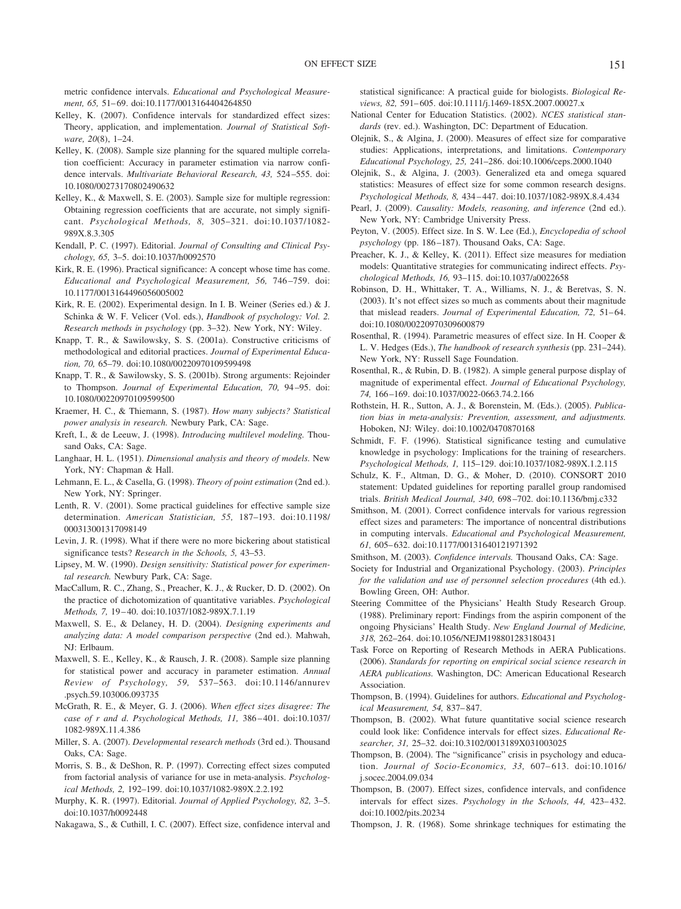metric confidence intervals. *Educational and Psychological Measurement, 65,* 51–69. doi:10.1177/0013164404264850

Kelley, K. (2007). Confidence intervals for standardized effect sizes: Theory, application, and implementation. *Journal of Statistical Software, 20*(8), 1–24.

Kelley, K. (2008). Sample size planning for the squared multiple correlation coefficient: Accuracy in parameter estimation via narrow confidence intervals. *Multivariate Behavioral Research, 43,* 524–555. doi:10.1080/00273170802490632

Kelley, K., & Maxwell, S. E. (2003). Sample size for multiple regression: Obtaining regression coefficients that are accurate, not simply significant. *Psychological Methods, 8,* 305–321. doi:10.1037/1082-989X.8.3.305

Kendall, P. C. (1997). Editorial. *Journal of Consulting and Clinical Psychology, 65,* 3–5. doi:10.1037/h0092570

Kirk, R. E. (1996). Practical significance: A concept whose time has come. *Educational and Psychological Measurement, 56,* 746–759. doi:10.1177/0013164496056005002

Kirk, R. E. (2002). Experimental design. In I. B. Weiner (Series ed.) & J. Schinka & W. F. Velicer (Vol. eds.), *Handbook of psychology: Vol. 2. Research methods in psychology* (pp. 3–32). New York, NY: Wiley.

Knapp, T. R., & Sawilowsky, S. S. (2001a). Constructive criticisms of methodological and editorial practices. *Journal of Experimental Education, 70,* 65–79. doi:10.1080/00220970109599498

Knapp, T. R., & Sawilowsky, S. S. (2001b). Strong arguments: Rejoinder to Thompson. *Journal of Experimental Education, 70,* 94–95. doi:10.1080/00220970109599500

Kraemer, H. C., & Thiemann, S. (1987). *How many subjects? Statistical power analysis in research.* Newbury Park, CA: Sage.

Kreft, I., & de Leeuw, J. (1998). *Introducing multilevel modeling.* Thousand Oaks, CA: Sage.

Langhaar, H. L. (1951). *Dimensional analysis and theory of models.* New York, NY: Chapman & Hall.

Lehmann, E. L., & Casella, G. (1998). *Theory of point estimation* (2nd ed.). New York, NY: Springer.

Lenth, R. V. (2001). Some practical guidelines for effective sample size determination. *American Statistician, 55,* 187–193. doi:10.1198/000313001317098149

Levin, J. R. (1998). What if there were no more bickering about statistical significance tests? *Research in the Schools, 5,* 43–53.

Lipsey, M. W. (1990). *Design sensitivity: Statistical power for experimental research.* Newbury Park, CA: Sage.

MacCallum, R. C., Zhang, S., Preacher, K. J., & Rucker, D. D. (2002). On the practice of dichotomization of quantitative variables. *Psychological Methods, 7,* 19–40. doi:10.1037/1082-989X.7.1.19

Maxwell, S. E., & Delaney, H. D. (2004). *Designing experiments and analyzing data: A model comparison perspective* (2nd ed.). Mahwah, NJ: Erlbaum.

Maxwell, S. E., Kelley, K., & Rausch, J. R. (2008). Sample size planning for statistical power and accuracy in parameter estimation. *Annual Review of Psychology, 59,* 537–563. doi:10.1146/annurev.psych.59.103006.093735

McGrath, R. E., & Meyer, G. J. (2006). *When effect sizes disagree: The case of r and d. Psychological Methods, 11,* 386–401. doi:10.1037/1082-989X.11.4.386

Miller, S. A. (2007). *Developmental research methods* (3rd ed.). Thousand Oaks, CA: Sage.

Morris, S. B., & DeShon, R. P. (1997). Correcting effect sizes computed from factorial analysis of variance for use in meta-analysis. *Psychological Methods, 2,* 192–199. doi:10.1037/1082-989X.2.2.192

Murphy, K. R. (1997). Editorial. *Journal of Applied Psychology, 82,* 3–5. doi:10.1037/h0092448

Nakagawa, S., & Cuthill, I. C. (2007). Effect size, confidence interval and statistical significance: A practical guide for biologists. *Biological Reviews, 82,* 591–605. doi:10.1111/j.1469-185X.2007.00027.x

National Center for Education Statistics. (2002). *NCES statistical standards* (rev. ed.). Washington, DC: Department of Education.

Olejnik, S., & Algina, J. (2000). Measures of effect size for comparative studies: Applications, interpretations, and limitations. *Contemporary Educational Psychology, 25,* 241–286. doi:10.1006/ceps.2000.1040

Olejnik, S., & Algina, J. (2003). Generalized eta and omega squared statistics: Measures of effect size for some common research designs. *Psychological Methods, 8,* 434–447. doi:10.1037/1082-989X.8.4.434

Pearl, J. (2009). *Causality: Models, reasoning, and inference* (2nd ed.). New York, NY: Cambridge University Press.

Peyton, V. (2005). Effect size. In S. W. Lee (Ed.), *Encyclopedia of school psychology* (pp. 186–187). Thousand Oaks, CA: Sage.

Preacher, K. J., & Kelley, K. (2011). Effect size measures for mediation models: Quantitative strategies for communicating indirect effects. *Psychological Methods, 16,* 93–115. doi:10.1037/a0022658

Robinson, D. H., Whittaker, T. A., Williams, N. J., & Beretvas, S. N. (2003). It's not effect sizes so much as comments about their magnitude that mislead readers. *Journal of Experimental Education, 72,* 51–64. doi:10.1080/00220970309600879

Rosenthal, R. (1994). Parametric measures of effect size. In H. Cooper & L. V. Hedges (Eds.), *The handbook of research synthesis* (pp. 231–244). New York, NY: Russell Sage Foundation.

Rosenthal, R., & Rubin, D. B. (1982). A simple general purpose display of magnitude of experimental effect. *Journal of Educational Psychology, 74,* 166–169. doi:10.1037/0022-0663.74.2.166

Rothstein, H. R., Sutton, A. J., & Borenstein, M. (Eds.). (2005). *Publication bias in meta-analysis: Prevention, assessment, and adjustments.* Hoboken, NJ: Wiley. doi:10.1002/0470870168

Schmidt, F. F. (1996). Statistical significance testing and cumulative knowledge in psychology: Implications for the training of researchers. *Psychological Methods, 1,* 115–129. doi:10.1037/1082-989X.1.2.115

Schulz, K. F., Altman, D. G., & Moher, D. (2010). CONSORT 2010 statement: Updated guidelines for reporting parallel group randomised trials. *British Medical Journal, 340,* 698–702. doi:10.1136/bmj.c332

Smithson, M. (2001). Correct confidence intervals for various regression effect sizes and parameters: The importance of noncentral distributions in computing intervals. *Educational and Psychological Measurement, 61,* 605–632. doi:10.1177/00131640121971392

Smithson, M. (2003). *Confidence intervals.* Thousand Oaks, CA: Sage.

Society for Industrial and Organizational Psychology. (2003). *Principles for the validation and use of personnel selection procedures* (4th ed.). Bowling Green, OH: Author.

Steering Committee of the Physicians' Health Study Research Group. (1988). Preliminary report: Findings from the aspirin component of the ongoing Physicians' Health Study. *New England Journal of Medicine, 318,* 262–264. doi:10.1056/NEJM198801283180431

Task Force on Reporting of Research Methods in AERA Publications. (2006). *Standards for reporting on empirical social science research in AERA publications.* Washington, DC: American Educational Research Association.

Thompson, B. (1994). Guidelines for authors. *Educational and Psychological Measurement, 54,* 837–847.

Thompson, B. (2002). What future quantitative social science research could look like: Confidence intervals for effect sizes. *Educational Researcher, 31,* 25–32. doi:10.3102/0013189X031003025

Thompson, B. (2004). The "significance" crisis in psychology and education. *Journal of Socio-Economics, 33,* 607–613. doi:10.1016/j.socec.2004.09.034

Thompson, B. (2007). Effect sizes, confidence intervals, and confidence intervals for effect sizes. *Psychology in the Schools, 44,* 423–432. doi:10.1002/pits.20234

Thompson, J. R. (1968). Some shrinkage techniques for estimating the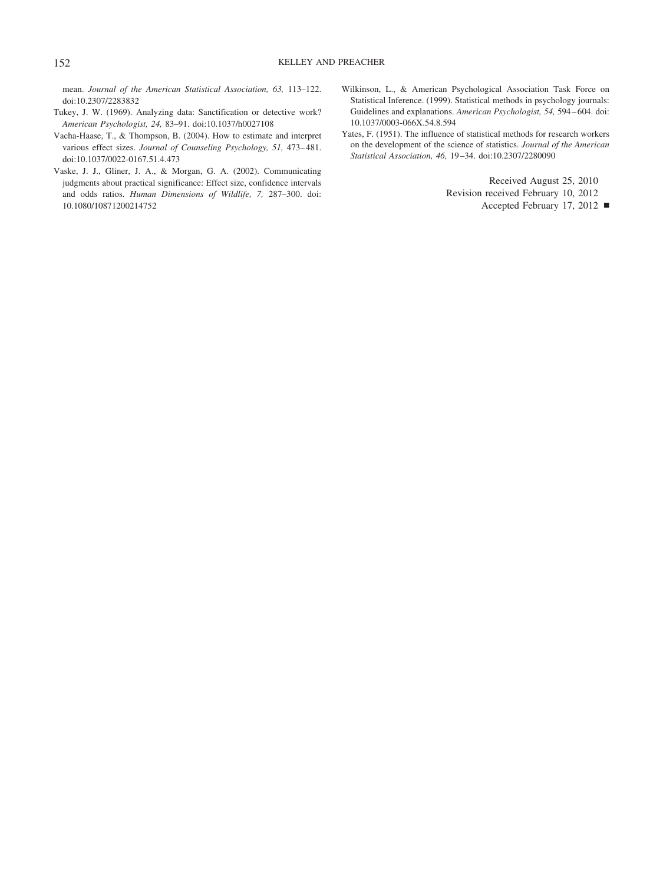mean. *Journal of the American Statistical Association, 63,* 113–122. doi:10.2307/2283832

Tukey, J. W. (1969). Analyzing data: Sanctification or detective work? *American Psychologist, 24,* 83–91. doi:10.1037/h0027108

Vacha-Haase, T., & Thompson, B. (2004). How to estimate and interpret various effect sizes. *Journal of Counseling Psychology, 51,* 473–481. doi:10.1037/0022-0167.51.4.473

Vaske, J. J., Gliner, J. A., & Morgan, G. A. (2002). Communicating judgments about practical significance: Effect size, confidence intervals and odds ratios. *Human Dimensions of Wildlife, 7,* 287–300. doi:10.1080/10871200214752

Wilkinson, L., & American Psychological Association Task Force on Statistical Inference. (1999). Statistical methods in psychology journals: Guidelines and explanations. *American Psychologist, 54,* 594–604. doi:10.1037/0003-066X.54.8.594

Yates, F. (1951). The influence of statistical methods for research workers on the development of the science of statistics. *Journal of the American Statistical Association, 46,* 19–34. doi:10.2307/2280090

Received August 25, 2010
Revision received February 10, 2012
Accepted February 17, 2012 ■